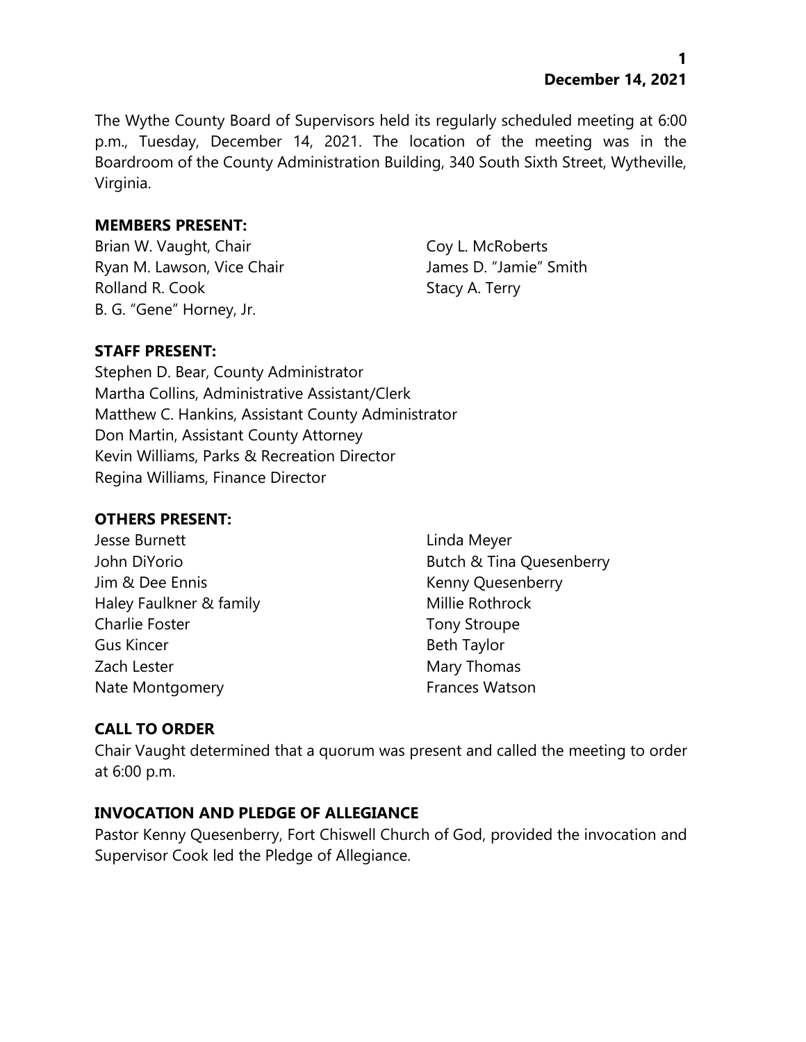**December 14, 2021**

The Wythe County Board of Supervisors held its regularly scheduled meeting at 6:00 p.m., Tuesday, December 14, 2021. The location of the meeting was in the Boardroom of the County Administration Building, 340 South Sixth Street, Wytheville, Virginia.

**MEMBERS PRESENT:**

Brian W. Vaught, Chair
Ryan M. Lawson, Vice Chair
Rolland R. Cook
B. G. "Gene" Horney, Jr.
Coy L. McRoberts
James D. "Jamie" Smith
Stacy A. Terry

**STAFF PRESENT:**

Stephen D. Bear, County Administrator
Martha Collins, Administrative Assistant/Clerk
Matthew C. Hankins, Assistant County Administrator
Don Martin, Assistant County Attorney
Kevin Williams, Parks & Recreation Director
Regina Williams, Finance Director

**OTHERS PRESENT:**

Jesse Burnett
John DiYorio
Jim & Dee Ennis
Haley Faulkner & family
Charlie Foster
Gus Kincer
Zach Lester
Nate Montgomery
Linda Meyer
Butch & Tina Quesenberry
Kenny Quesenberry
Millie Rothrock
Tony Stroupe
Beth Taylor
Mary Thomas
Frances Watson

**CALL TO ORDER**

Chair Vaught determined that a quorum was present and called the meeting to order at 6:00 p.m.

**INVOCATION AND PLEDGE OF ALLEGIANCE**

Pastor Kenny Quesenberry, Fort Chiswell Church of God, provided the invocation and Supervisor Cook led the Pledge of Allegiance.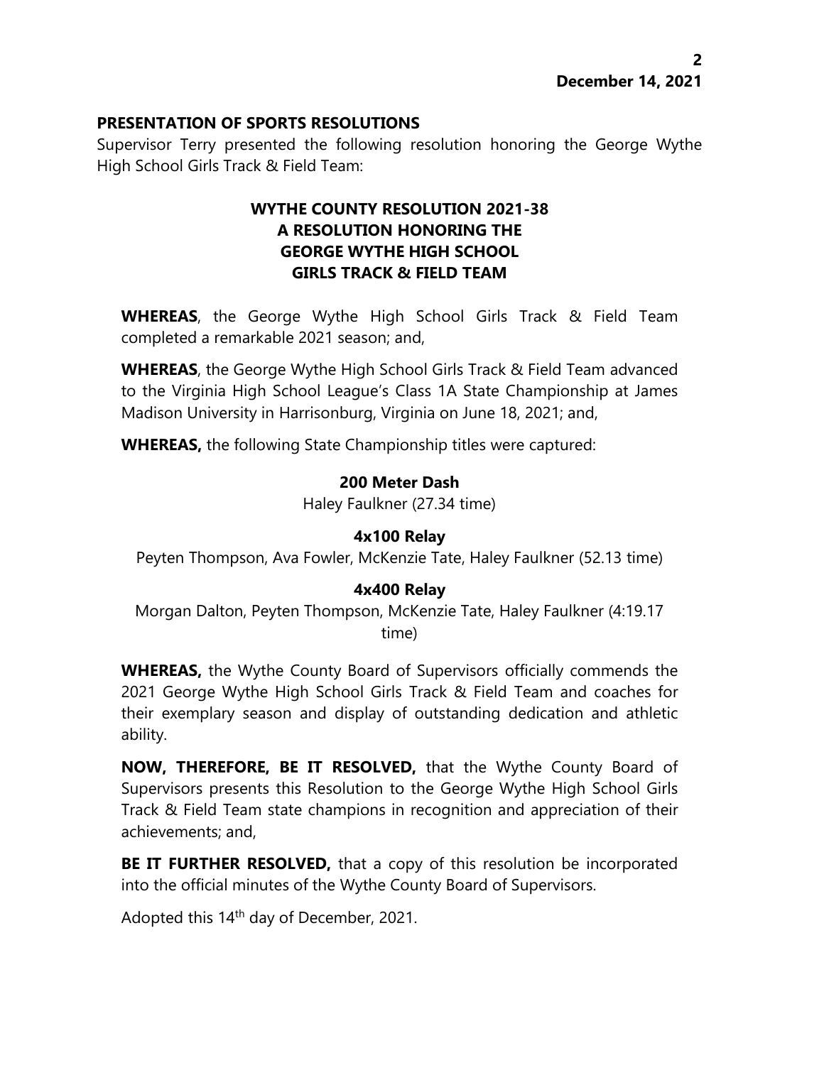**PRESENTATION OF SPORTS RESOLUTIONS**

Supervisor Terry presented the following resolution honoring the George Wythe High School Girls Track & Field Team:

**WYTHE COUNTY RESOLUTION 2021-38**
**A RESOLUTION HONORING THE**
**GEORGE WYTHE HIGH SCHOOL**
**GIRLS TRACK & FIELD TEAM**

**WHEREAS**, the George Wythe High School Girls Track & Field Team completed a remarkable 2021 season; and,

**WHEREAS**, the George Wythe High School Girls Track & Field Team advanced to the Virginia High School League's Class 1A State Championship at James Madison University in Harrisonburg, Virginia on June 18, 2021; and,

**WHEREAS,** the following State Championship titles were captured:

**200 Meter Dash**

Haley Faulkner (27.34 time)

**4x100 Relay**

Peyten Thompson, Ava Fowler, McKenzie Tate, Haley Faulkner (52.13 time)

**4x400 Relay**

Morgan Dalton, Peyten Thompson, McKenzie Tate, Haley Faulkner (4:19.17 time)

**WHEREAS,** the Wythe County Board of Supervisors officially commends the 2021 George Wythe High School Girls Track & Field Team and coaches for their exemplary season and display of outstanding dedication and athletic ability.

**NOW, THEREFORE, BE IT RESOLVED,** that the Wythe County Board of Supervisors presents this Resolution to the George Wythe High School Girls Track & Field Team state champions in recognition and appreciation of their achievements; and,

**BE IT FURTHER RESOLVED,** that a copy of this resolution be incorporated into the official minutes of the Wythe County Board of Supervisors.

Adopted this 14th day of December, 2021.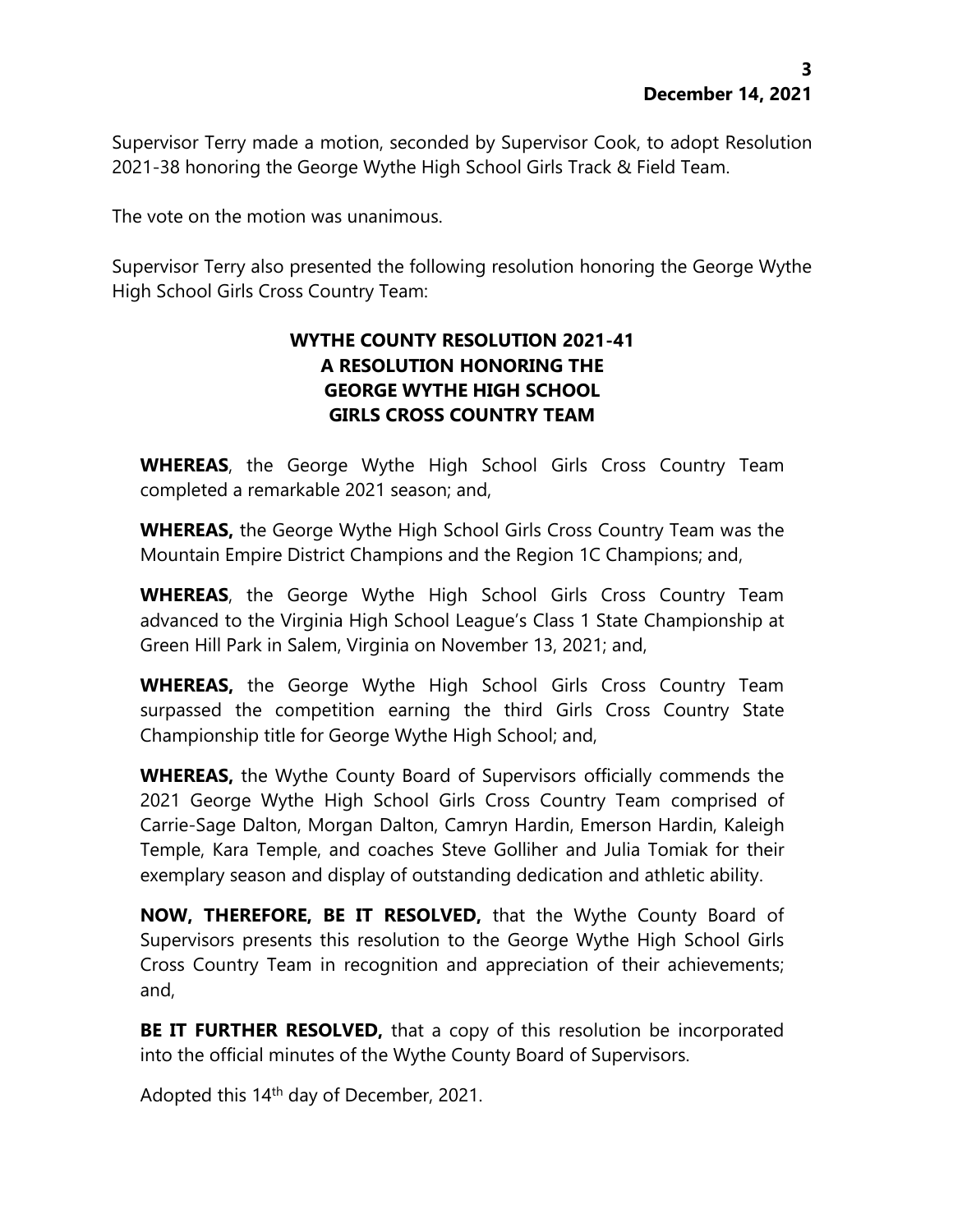Supervisor Terry made a motion, seconded by Supervisor Cook, to adopt Resolution 2021-38 honoring the George Wythe High School Girls Track & Field Team.

The vote on the motion was unanimous.

Supervisor Terry also presented the following resolution honoring the George Wythe High School Girls Cross Country Team:

**WYTHE COUNTY RESOLUTION 2021-41**
**A RESOLUTION HONORING THE**
**GEORGE WYTHE HIGH SCHOOL**
**GIRLS CROSS COUNTRY TEAM**

**WHEREAS**, the George Wythe High School Girls Cross Country Team completed a remarkable 2021 season; and,

**WHEREAS,** the George Wythe High School Girls Cross Country Team was the Mountain Empire District Champions and the Region 1C Champions; and,

**WHEREAS**, the George Wythe High School Girls Cross Country Team advanced to the Virginia High School League's Class 1 State Championship at Green Hill Park in Salem, Virginia on November 13, 2021; and,

**WHEREAS,** the George Wythe High School Girls Cross Country Team surpassed the competition earning the third Girls Cross Country State Championship title for George Wythe High School; and,

**WHEREAS,** the Wythe County Board of Supervisors officially commends the 2021 George Wythe High School Girls Cross Country Team comprised of Carrie-Sage Dalton, Morgan Dalton, Camryn Hardin, Emerson Hardin, Kaleigh Temple, Kara Temple, and coaches Steve Golliher and Julia Tomiak for their exemplary season and display of outstanding dedication and athletic ability.

**NOW, THEREFORE, BE IT RESOLVED,** that the Wythe County Board of Supervisors presents this resolution to the George Wythe High School Girls Cross Country Team in recognition and appreciation of their achievements; and,

**BE IT FURTHER RESOLVED,** that a copy of this resolution be incorporated into the official minutes of the Wythe County Board of Supervisors.

Adopted this 14th day of December, 2021.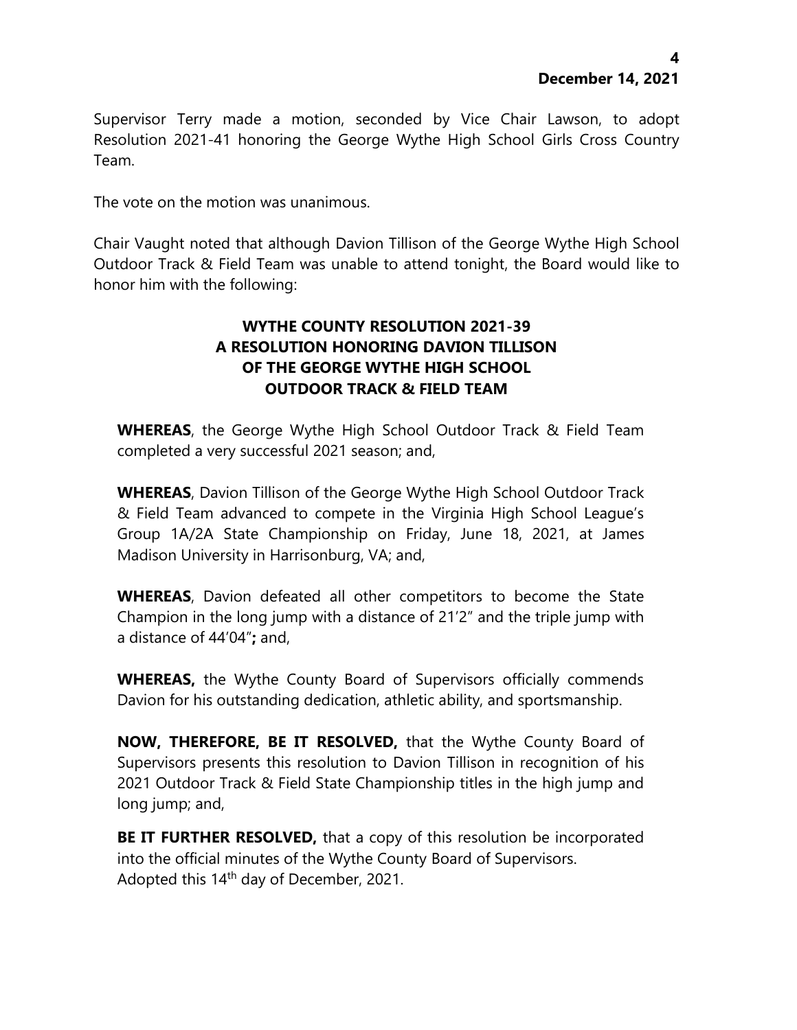Supervisor Terry made a motion, seconded by Vice Chair Lawson, to adopt Resolution 2021-41 honoring the George Wythe High School Girls Cross Country Team.

The vote on the motion was unanimous.

Chair Vaught noted that although Davion Tillison of the George Wythe High School Outdoor Track & Field Team was unable to attend tonight, the Board would like to honor him with the following:

**WYTHE COUNTY RESOLUTION 2021-39**
**A RESOLUTION HONORING DAVION TILLISON**
**OF THE GEORGE WYTHE HIGH SCHOOL**
**OUTDOOR TRACK & FIELD TEAM**

**WHEREAS**, the George Wythe High School Outdoor Track & Field Team completed a very successful 2021 season; and,

**WHEREAS**, Davion Tillison of the George Wythe High School Outdoor Track & Field Team advanced to compete in the Virginia High School League's Group 1A/2A State Championship on Friday, June 18, 2021, at James Madison University in Harrisonburg, VA; and,

**WHEREAS**, Davion defeated all other competitors to become the State Champion in the long jump with a distance of 21'2" and the triple jump with a distance of 44'04"**;** and,

**WHEREAS,** the Wythe County Board of Supervisors officially commends Davion for his outstanding dedication, athletic ability, and sportsmanship.

**NOW, THEREFORE, BE IT RESOLVED,** that the Wythe County Board of Supervisors presents this resolution to Davion Tillison in recognition of his 2021 Outdoor Track & Field State Championship titles in the high jump and long jump; and,

**BE IT FURTHER RESOLVED,** that a copy of this resolution be incorporated into the official minutes of the Wythe County Board of Supervisors.
Adopted this 14th day of December, 2021.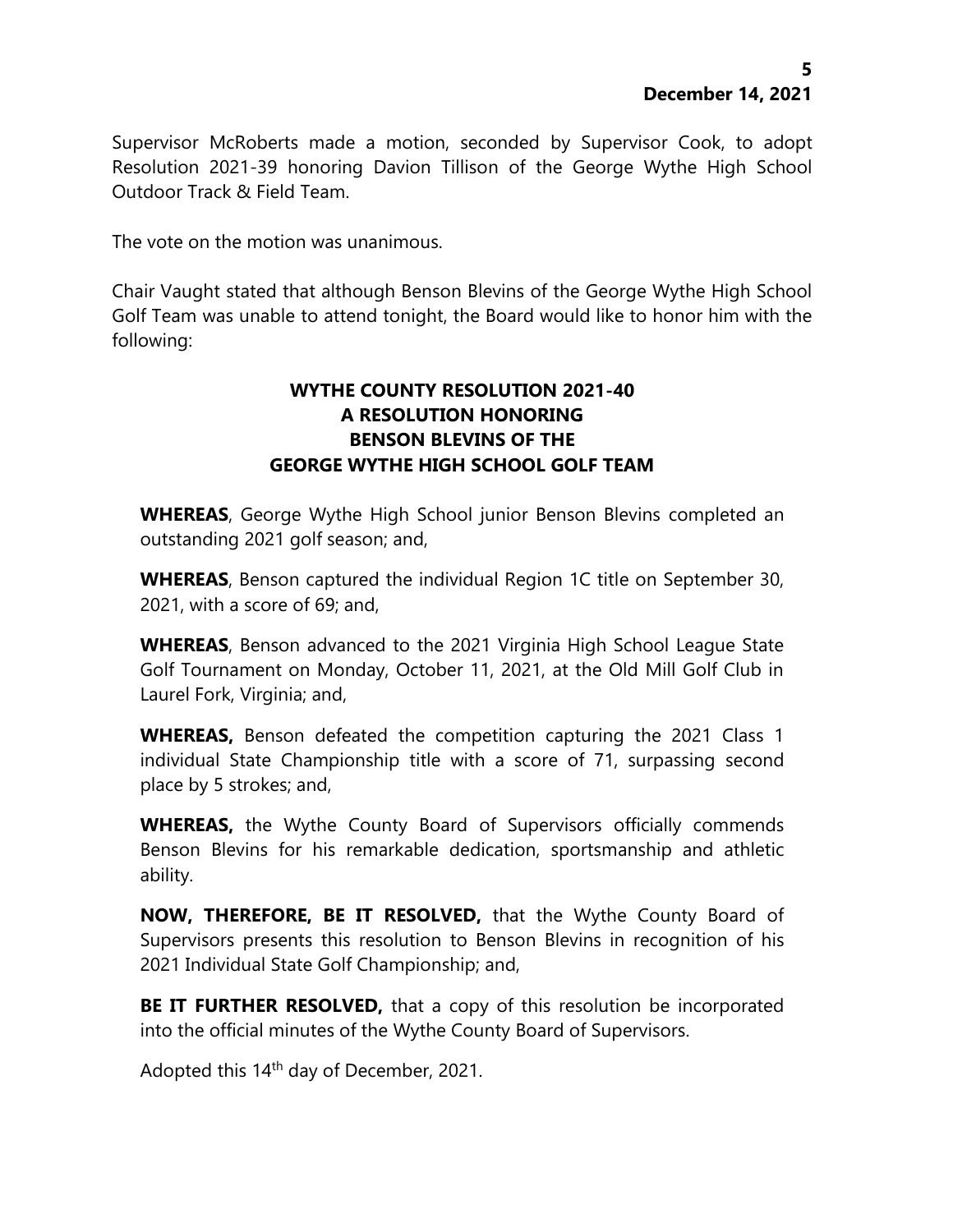Supervisor McRoberts made a motion, seconded by Supervisor Cook, to adopt Resolution 2021-39 honoring Davion Tillison of the George Wythe High School Outdoor Track & Field Team.

The vote on the motion was unanimous.

Chair Vaught stated that although Benson Blevins of the George Wythe High School Golf Team was unable to attend tonight, the Board would like to honor him with the following:

## WYTHE COUNTY RESOLUTION 2021-40
## A RESOLUTION HONORING
## BENSON BLEVINS OF THE
## GEORGE WYTHE HIGH SCHOOL GOLF TEAM

**WHEREAS**, George Wythe High School junior Benson Blevins completed an outstanding 2021 golf season; and,

**WHEREAS**, Benson captured the individual Region 1C title on September 30, 2021, with a score of 69; and,

**WHEREAS**, Benson advanced to the 2021 Virginia High School League State Golf Tournament on Monday, October 11, 2021, at the Old Mill Golf Club in Laurel Fork, Virginia; and,

**WHEREAS,** Benson defeated the competition capturing the 2021 Class 1 individual State Championship title with a score of 71, surpassing second place by 5 strokes; and,

**WHEREAS,** the Wythe County Board of Supervisors officially commends Benson Blevins for his remarkable dedication, sportsmanship and athletic ability.

**NOW, THEREFORE, BE IT RESOLVED,** that the Wythe County Board of Supervisors presents this resolution to Benson Blevins in recognition of his 2021 Individual State Golf Championship; and,

**BE IT FURTHER RESOLVED,** that a copy of this resolution be incorporated into the official minutes of the Wythe County Board of Supervisors.

Adopted this 14th day of December, 2021.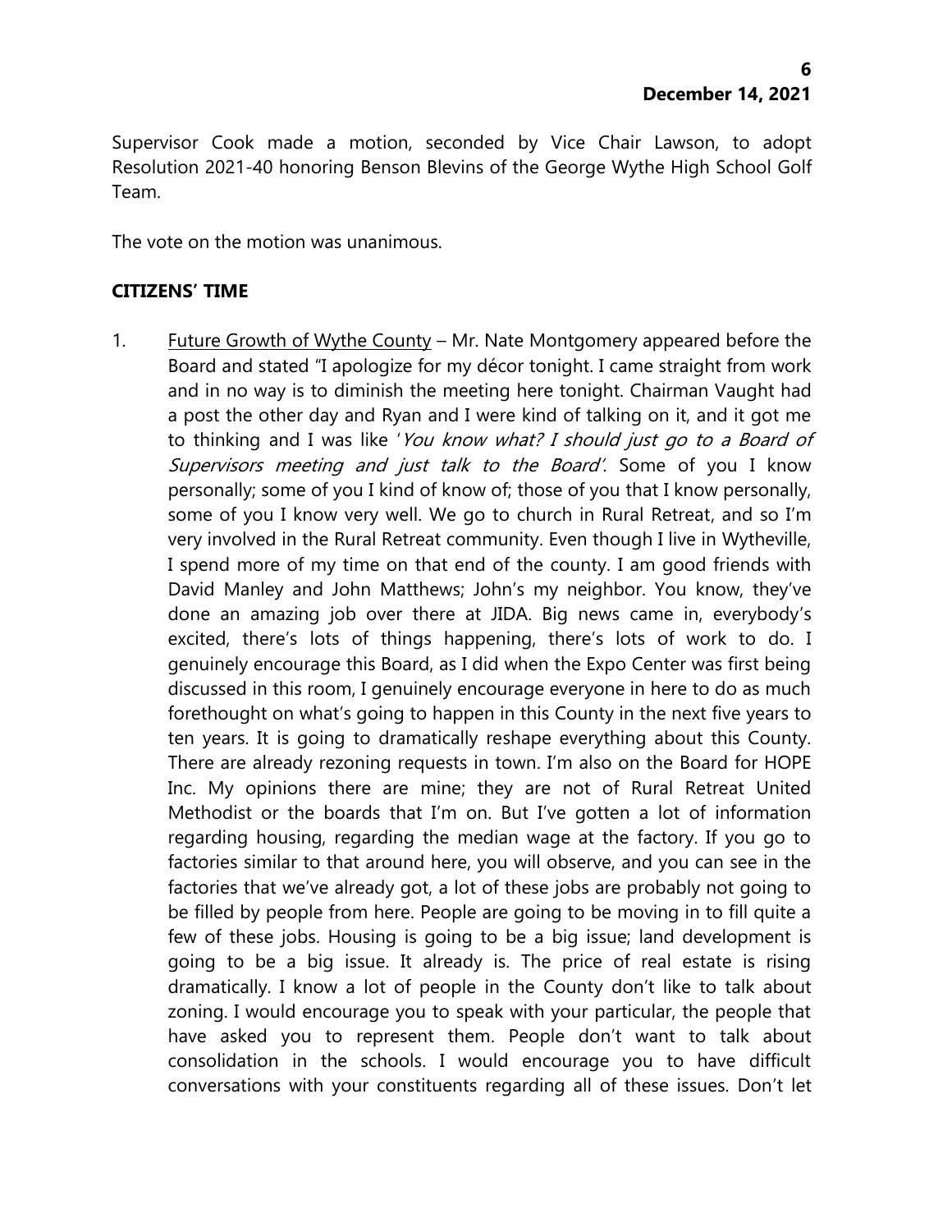Supervisor Cook made a motion, seconded by Vice Chair Lawson, to adopt Resolution 2021-40 honoring Benson Blevins of the George Wythe High School Golf Team.

The vote on the motion was unanimous.

**CITIZENS' TIME**

1. Future Growth of Wythe County – Mr. Nate Montgomery appeared before the Board and stated "I apologize for my décor tonight. I came straight from work and in no way is to diminish the meeting here tonight. Chairman Vaught had a post the other day and Ryan and I were kind of talking on it, and it got me to thinking and I was like '*You know what? I should just go to a Board of Supervisors meeting and just talk to the Board'*. Some of you I know personally; some of you I kind of know of; those of you that I know personally, some of you I know very well. We go to church in Rural Retreat, and so I'm very involved in the Rural Retreat community. Even though I live in Wytheville, I spend more of my time on that end of the county. I am good friends with David Manley and John Matthews; John's my neighbor. You know, they've done an amazing job over there at JIDA. Big news came in, everybody's excited, there's lots of things happening, there's lots of work to do. I genuinely encourage this Board, as I did when the Expo Center was first being discussed in this room, I genuinely encourage everyone in here to do as much forethought on what's going to happen in this County in the next five years to ten years. It is going to dramatically reshape everything about this County. There are already rezoning requests in town. I'm also on the Board for HOPE Inc. My opinions there are mine; they are not of Rural Retreat United Methodist or the boards that I'm on. But I've gotten a lot of information regarding housing, regarding the median wage at the factory. If you go to factories similar to that around here, you will observe, and you can see in the factories that we've already got, a lot of these jobs are probably not going to be filled by people from here. People are going to be moving in to fill quite a few of these jobs. Housing is going to be a big issue; land development is going to be a big issue. It already is. The price of real estate is rising dramatically. I know a lot of people in the County don't like to talk about zoning. I would encourage you to speak with your particular, the people that have asked you to represent them. People don't want to talk about consolidation in the schools. I would encourage you to have difficult conversations with your constituents regarding all of these issues. Don't let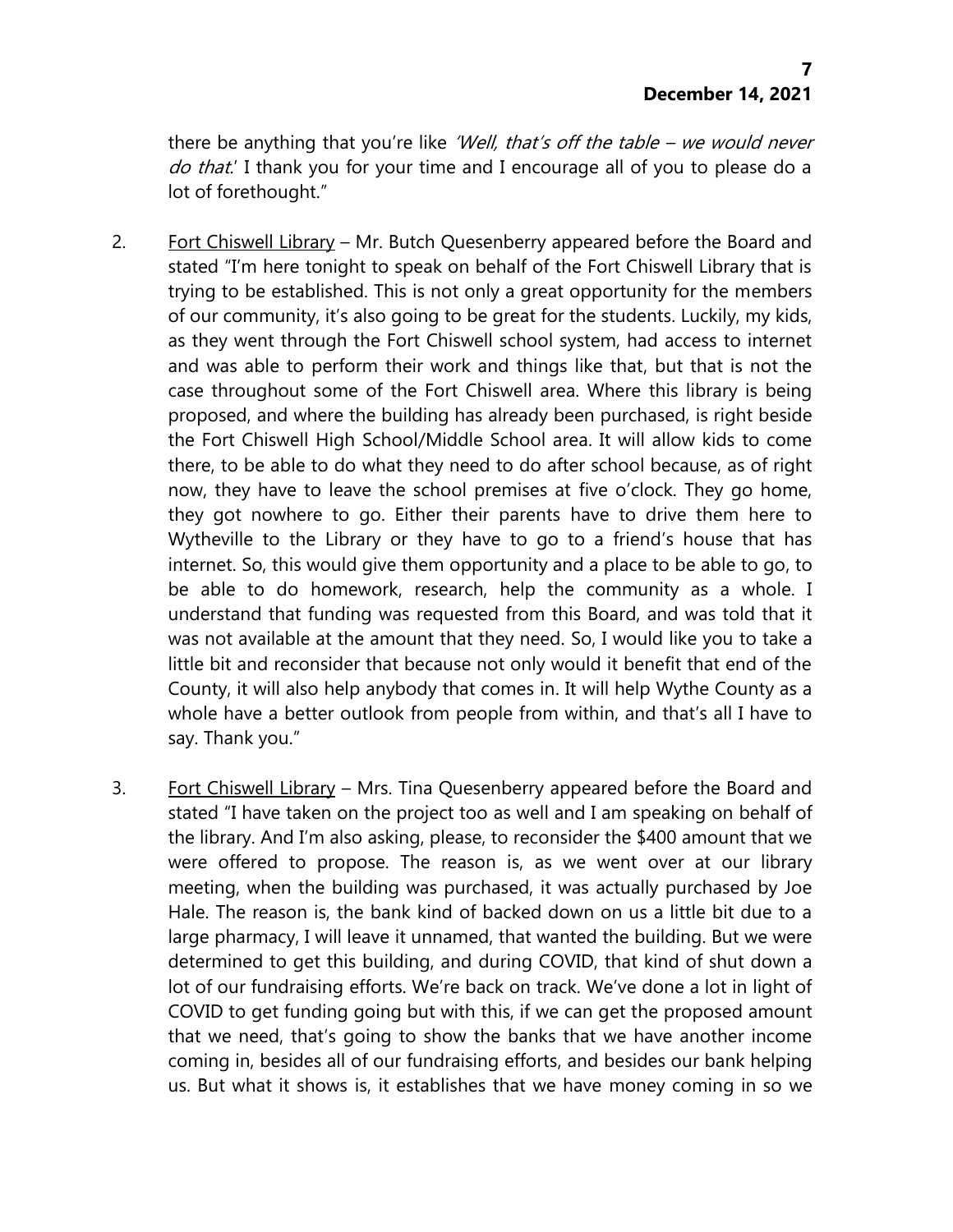there be anything that you're like *'Well, that's off the table – we would never do that.'* I thank you for your time and I encourage all of you to please do a lot of forethought."

2. <u>Fort Chiswell Library</u> – Mr. Butch Quesenberry appeared before the Board and stated "I'm here tonight to speak on behalf of the Fort Chiswell Library that is trying to be established. This is not only a great opportunity for the members of our community, it's also going to be great for the students. Luckily, my kids, as they went through the Fort Chiswell school system, had access to internet and was able to perform their work and things like that, but that is not the case throughout some of the Fort Chiswell area. Where this library is being proposed, and where the building has already been purchased, is right beside the Fort Chiswell High School/Middle School area. It will allow kids to come there, to be able to do what they need to do after school because, as of right now, they have to leave the school premises at five o'clock. They go home, they got nowhere to go. Either their parents have to drive them here to Wytheville to the Library or they have to go to a friend's house that has internet. So, this would give them opportunity and a place to be able to go, to be able to do homework, research, help the community as a whole. I understand that funding was requested from this Board, and was told that it was not available at the amount that they need. So, I would like you to take a little bit and reconsider that because not only would it benefit that end of the County, it will also help anybody that comes in. It will help Wythe County as a whole have a better outlook from people from within, and that's all I have to say. Thank you."

3. <u>Fort Chiswell Library</u> – Mrs. Tina Quesenberry appeared before the Board and stated "I have taken on the project too as well and I am speaking on behalf of the library. And I'm also asking, please, to reconsider the $400 amount that we were offered to propose. The reason is, as we went over at our library meeting, when the building was purchased, it was actually purchased by Joe Hale. The reason is, the bank kind of backed down on us a little bit due to a large pharmacy, I will leave it unnamed, that wanted the building. But we were determined to get this building, and during COVID, that kind of shut down a lot of our fundraising efforts. We're back on track. We've done a lot in light of COVID to get funding going but with this, if we can get the proposed amount that we need, that's going to show the banks that we have another income coming in, besides all of our fundraising efforts, and besides our bank helping us. But what it shows is, it establishes that we have money coming in so we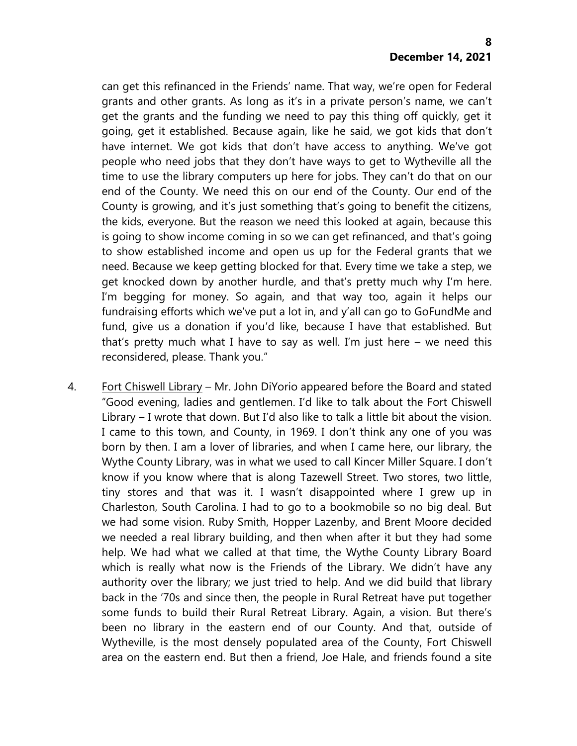can get this refinanced in the Friends' name. That way, we're open for Federal grants and other grants. As long as it's in a private person's name, we can't get the grants and the funding we need to pay this thing off quickly, get it going, get it established. Because again, like he said, we got kids that don't have internet. We got kids that don't have access to anything. We've got people who need jobs that they don't have ways to get to Wytheville all the time to use the library computers up here for jobs. They can't do that on our end of the County. We need this on our end of the County. Our end of the County is growing, and it's just something that's going to benefit the citizens, the kids, everyone. But the reason we need this looked at again, because this is going to show income coming in so we can get refinanced, and that's going to show established income and open us up for the Federal grants that we need. Because we keep getting blocked for that. Every time we take a step, we get knocked down by another hurdle, and that's pretty much why I'm here. I'm begging for money. So again, and that way too, again it helps our fundraising efforts which we've put a lot in, and y'all can go to GoFundMe and fund, give us a donation if you'd like, because I have that established. But that's pretty much what I have to say as well. I'm just here – we need this reconsidered, please. Thank you."

4. Fort Chiswell Library – Mr. John DiYorio appeared before the Board and stated "Good evening, ladies and gentlemen. I'd like to talk about the Fort Chiswell Library – I wrote that down. But I'd also like to talk a little bit about the vision. I came to this town, and County, in 1969. I don't think any one of you was born by then. I am a lover of libraries, and when I came here, our library, the Wythe County Library, was in what we used to call Kincer Miller Square. I don't know if you know where that is along Tazewell Street. Two stores, two little, tiny stores and that was it. I wasn't disappointed where I grew up in Charleston, South Carolina. I had to go to a bookmobile so no big deal. But we had some vision. Ruby Smith, Hopper Lazenby, and Brent Moore decided we needed a real library building, and then when after it but they had some help. We had what we called at that time, the Wythe County Library Board which is really what now is the Friends of the Library. We didn't have any authority over the library; we just tried to help. And we did build that library back in the '70s and since then, the people in Rural Retreat have put together some funds to build their Rural Retreat Library. Again, a vision. But there's been no library in the eastern end of our County. And that, outside of Wytheville, is the most densely populated area of the County, Fort Chiswell area on the eastern end. But then a friend, Joe Hale, and friends found a site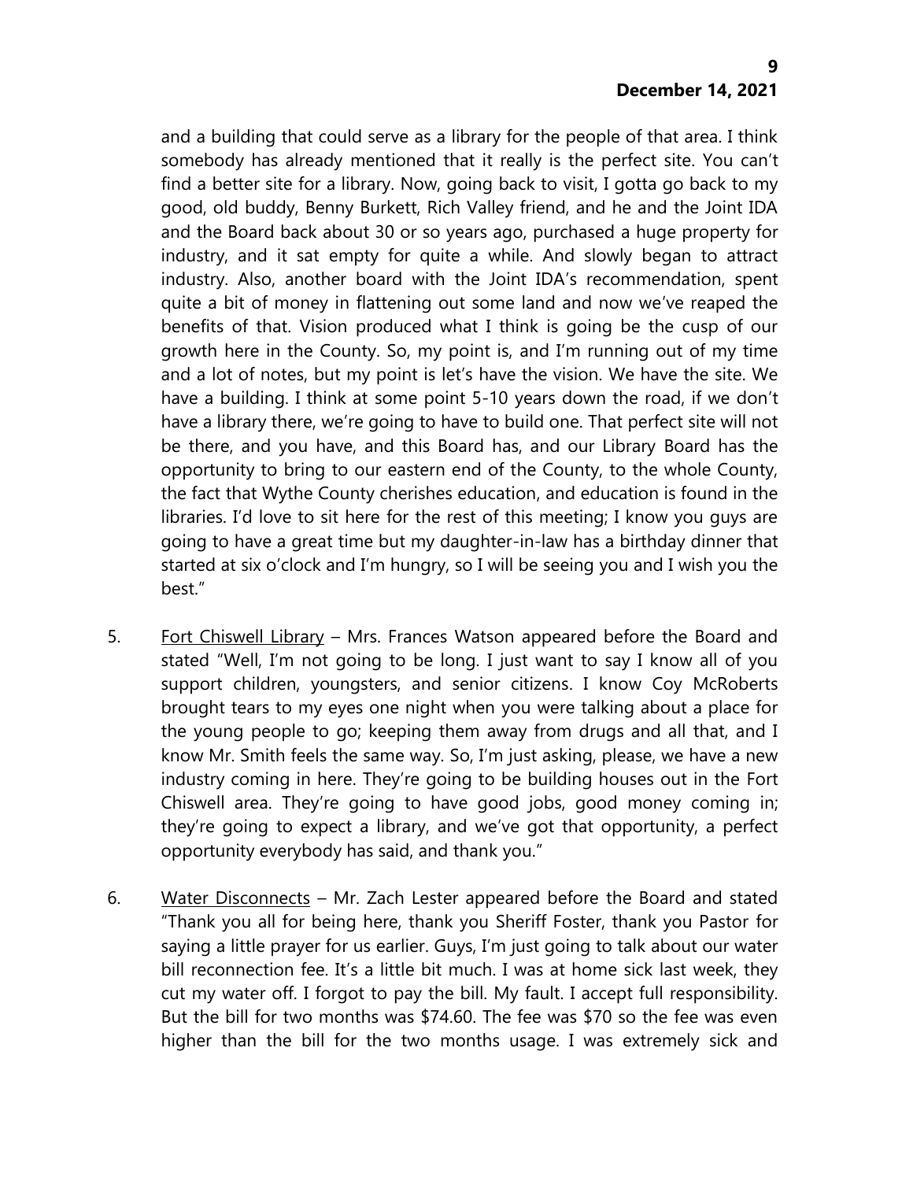and a building that could serve as a library for the people of that area. I think somebody has already mentioned that it really is the perfect site. You can't find a better site for a library. Now, going back to visit, I gotta go back to my good, old buddy, Benny Burkett, Rich Valley friend, and he and the Joint IDA and the Board back about 30 or so years ago, purchased a huge property for industry, and it sat empty for quite a while. And slowly began to attract industry. Also, another board with the Joint IDA's recommendation, spent quite a bit of money in flattening out some land and now we've reaped the benefits of that. Vision produced what I think is going be the cusp of our growth here in the County. So, my point is, and I'm running out of my time and a lot of notes, but my point is let's have the vision. We have the site. We have a building. I think at some point 5-10 years down the road, if we don't have a library there, we're going to have to build one. That perfect site will not be there, and you have, and this Board has, and our Library Board has the opportunity to bring to our eastern end of the County, to the whole County, the fact that Wythe County cherishes education, and education is found in the libraries. I'd love to sit here for the rest of this meeting; I know you guys are going to have a great time but my daughter-in-law has a birthday dinner that started at six o'clock and I'm hungry, so I will be seeing you and I wish you the best."

5. <u>Fort Chiswell Library</u> – Mrs. Frances Watson appeared before the Board and stated "Well, I'm not going to be long. I just want to say I know all of you support children, youngsters, and senior citizens. I know Coy McRoberts brought tears to my eyes one night when you were talking about a place for the young people to go; keeping them away from drugs and all that, and I know Mr. Smith feels the same way. So, I'm just asking, please, we have a new industry coming in here. They're going to be building houses out in the Fort Chiswell area. They're going to have good jobs, good money coming in; they're going to expect a library, and we've got that opportunity, a perfect opportunity everybody has said, and thank you."

6. <u>Water Disconnects</u> – Mr. Zach Lester appeared before the Board and stated "Thank you all for being here, thank you Sheriff Foster, thank you Pastor for saying a little prayer for us earlier. Guys, I'm just going to talk about our water bill reconnection fee. It's a little bit much. I was at home sick last week, they cut my water off. I forgot to pay the bill. My fault. I accept full responsibility. But the bill for two months was $74.60. The fee was $70 so the fee was even higher than the bill for the two months usage. I was extremely sick and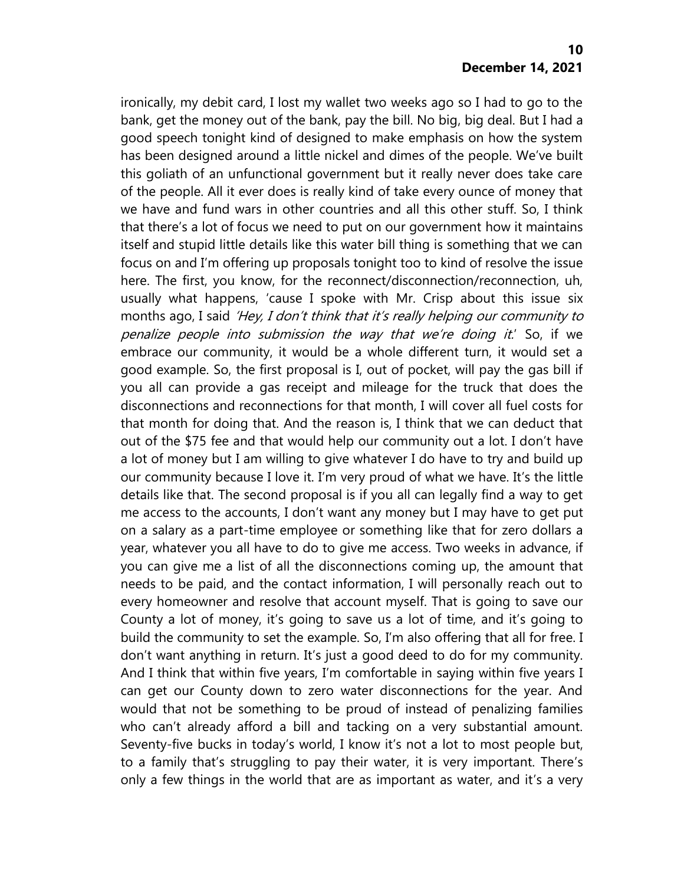ironically, my debit card, I lost my wallet two weeks ago so I had to go to the bank, get the money out of the bank, pay the bill. No big, big deal. But I had a good speech tonight kind of designed to make emphasis on how the system has been designed around a little nickel and dimes of the people. We've built this goliath of an unfunctional government but it really never does take care of the people. All it ever does is really kind of take every ounce of money that we have and fund wars in other countries and all this other stuff. So, I think that there's a lot of focus we need to put on our government how it maintains itself and stupid little details like this water bill thing is something that we can focus on and I'm offering up proposals tonight too to kind of resolve the issue here. The first, you know, for the reconnect/disconnection/reconnection, uh, usually what happens, 'cause I spoke with Mr. Crisp about this issue six months ago, I said *'Hey, I don't think that it's really helping our community to penalize people into submission the way that we're doing it.'* So, if we embrace our community, it would be a whole different turn, it would set a good example. So, the first proposal is I, out of pocket, will pay the gas bill if you all can provide a gas receipt and mileage for the truck that does the disconnections and reconnections for that month, I will cover all fuel costs for that month for doing that. And the reason is, I think that we can deduct that out of the $75 fee and that would help our community out a lot. I don't have a lot of money but I am willing to give whatever I do have to try and build up our community because I love it. I'm very proud of what we have. It's the little details like that. The second proposal is if you all can legally find a way to get me access to the accounts, I don't want any money but I may have to get put on a salary as a part-time employee or something like that for zero dollars a year, whatever you all have to do to give me access. Two weeks in advance, if you can give me a list of all the disconnections coming up, the amount that needs to be paid, and the contact information, I will personally reach out to every homeowner and resolve that account myself. That is going to save our County a lot of money, it's going to save us a lot of time, and it's going to build the community to set the example. So, I'm also offering that all for free. I don't want anything in return. It's just a good deed to do for my community. And I think that within five years, I'm comfortable in saying within five years I can get our County down to zero water disconnections for the year. And would that not be something to be proud of instead of penalizing families who can't already afford a bill and tacking on a very substantial amount. Seventy-five bucks in today's world, I know it's not a lot to most people but, to a family that's struggling to pay their water, it is very important. There's only a few things in the world that are as important as water, and it's a very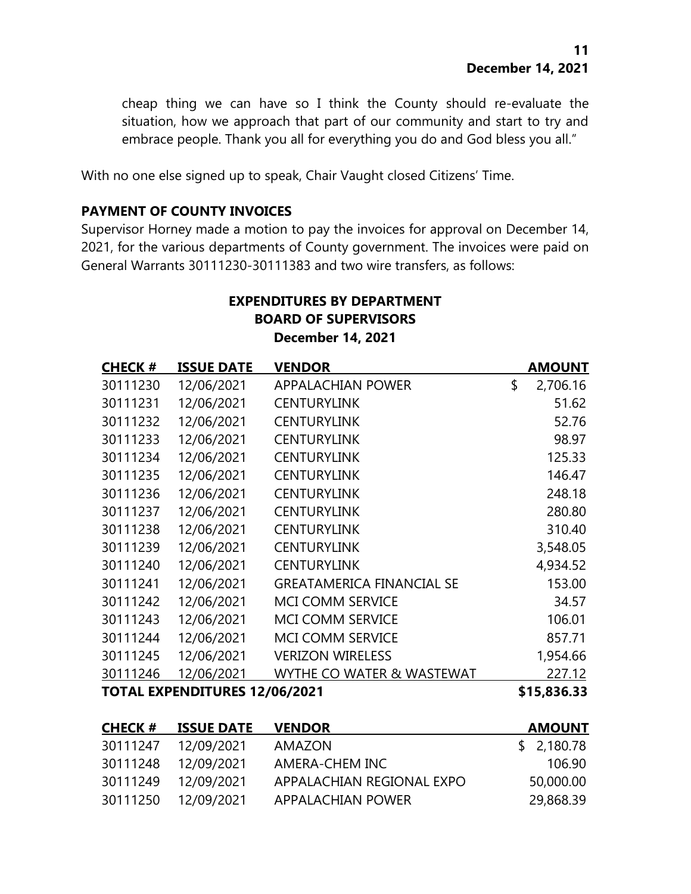cheap thing we can have so I think the County should re-evaluate the situation, how we approach that part of our community and start to try and embrace people. Thank you all for everything you do and God bless you all."

With no one else signed up to speak, Chair Vaught closed Citizens' Time.

**PAYMENT OF COUNTY INVOICES**

Supervisor Horney made a motion to pay the invoices for approval on December 14, 2021, for the various departments of County government. The invoices were paid on General Warrants 30111230-30111383 and two wire transfers, as follows:

**EXPENDITURES BY DEPARTMENT**
**BOARD OF SUPERVISORS**
**December 14, 2021**

| CHECK # | ISSUE DATE | VENDOR | AMOUNT |
|---|---|---|---|
| 30111230 | 12/06/2021 | APPALACHIAN POWER | $ 2,706.16 |
| 30111231 | 12/06/2021 | CENTURYLINK | 51.62 |
| 30111232 | 12/06/2021 | CENTURYLINK | 52.76 |
| 30111233 | 12/06/2021 | CENTURYLINK | 98.97 |
| 30111234 | 12/06/2021 | CENTURYLINK | 125.33 |
| 30111235 | 12/06/2021 | CENTURYLINK | 146.47 |
| 30111236 | 12/06/2021 | CENTURYLINK | 248.18 |
| 30111237 | 12/06/2021 | CENTURYLINK | 280.80 |
| 30111238 | 12/06/2021 | CENTURYLINK | 310.40 |
| 30111239 | 12/06/2021 | CENTURYLINK | 3,548.05 |
| 30111240 | 12/06/2021 | CENTURYLINK | 4,934.52 |
| 30111241 | 12/06/2021 | GREATAMERICA FINANCIAL SE | 153.00 |
| 30111242 | 12/06/2021 | MCI COMM SERVICE | 34.57 |
| 30111243 | 12/06/2021 | MCI COMM SERVICE | 106.01 |
| 30111244 | 12/06/2021 | MCI COMM SERVICE | 857.71 |
| 30111245 | 12/06/2021 | VERIZON WIRELESS | 1,954.66 |
| 30111246 | 12/06/2021 | WYTHE CO WATER & WASTEWAT | 227.12 |
| **TOTAL EXPENDITURES 12/06/2021** | | | **$15,836.33** |

| CHECK # | ISSUE DATE | VENDOR | AMOUNT |
|---|---|---|---|
| 30111247 | 12/09/2021 | AMAZON | $ 2,180.78 |
| 30111248 | 12/09/2021 | AMERA-CHEM INC | 106.90 |
| 30111249 | 12/09/2021 | APPALACHIAN REGIONAL EXPO | 50,000.00 |
| 30111250 | 12/09/2021 | APPALACHIAN POWER | 29,868.39 |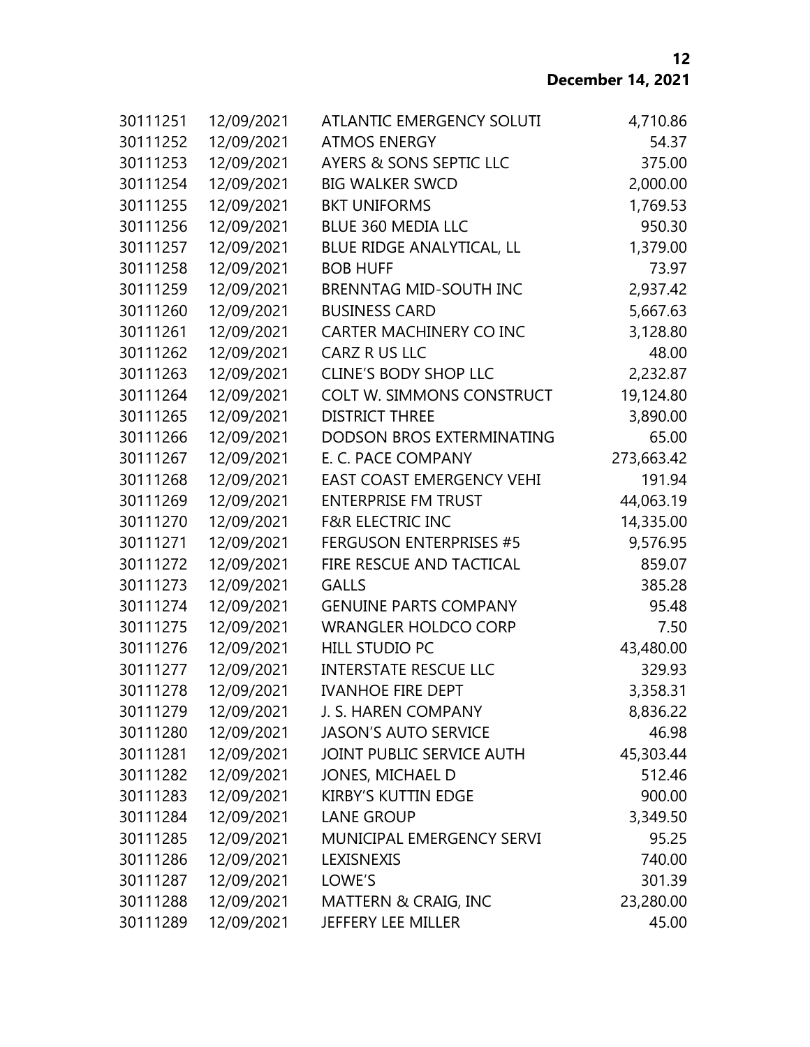| | | | |
|---|---|---|---|
| 30111251 | 12/09/2021 | ATLANTIC EMERGENCY SOLUTI | 4,710.86 |
| 30111252 | 12/09/2021 | ATMOS ENERGY | 54.37 |
| 30111253 | 12/09/2021 | AYERS & SONS SEPTIC LLC | 375.00 |
| 30111254 | 12/09/2021 | BIG WALKER SWCD | 2,000.00 |
| 30111255 | 12/09/2021 | BKT UNIFORMS | 1,769.53 |
| 30111256 | 12/09/2021 | BLUE 360 MEDIA LLC | 950.30 |
| 30111257 | 12/09/2021 | BLUE RIDGE ANALYTICAL, LL | 1,379.00 |
| 30111258 | 12/09/2021 | BOB HUFF | 73.97 |
| 30111259 | 12/09/2021 | BRENNTAG MID-SOUTH INC | 2,937.42 |
| 30111260 | 12/09/2021 | BUSINESS CARD | 5,667.63 |
| 30111261 | 12/09/2021 | CARTER MACHINERY CO INC | 3,128.80 |
| 30111262 | 12/09/2021 | CARZ R US LLC | 48.00 |
| 30111263 | 12/09/2021 | CLINE'S BODY SHOP LLC | 2,232.87 |
| 30111264 | 12/09/2021 | COLT W. SIMMONS CONSTRUCT | 19,124.80 |
| 30111265 | 12/09/2021 | DISTRICT THREE | 3,890.00 |
| 30111266 | 12/09/2021 | DODSON BROS EXTERMINATING | 65.00 |
| 30111267 | 12/09/2021 | E. C. PACE COMPANY | 273,663.42 |
| 30111268 | 12/09/2021 | EAST COAST EMERGENCY VEHI | 191.94 |
| 30111269 | 12/09/2021 | ENTERPRISE FM TRUST | 44,063.19 |
| 30111270 | 12/09/2021 | F&R ELECTRIC INC | 14,335.00 |
| 30111271 | 12/09/2021 | FERGUSON ENTERPRISES #5 | 9,576.95 |
| 30111272 | 12/09/2021 | FIRE RESCUE AND TACTICAL | 859.07 |
| 30111273 | 12/09/2021 | GALLS | 385.28 |
| 30111274 | 12/09/2021 | GENUINE PARTS COMPANY | 95.48 |
| 30111275 | 12/09/2021 | WRANGLER HOLDCO CORP | 7.50 |
| 30111276 | 12/09/2021 | HILL STUDIO PC | 43,480.00 |
| 30111277 | 12/09/2021 | INTERSTATE RESCUE LLC | 329.93 |
| 30111278 | 12/09/2021 | IVANHOE FIRE DEPT | 3,358.31 |
| 30111279 | 12/09/2021 | J. S. HAREN COMPANY | 8,836.22 |
| 30111280 | 12/09/2021 | JASON'S AUTO SERVICE | 46.98 |
| 30111281 | 12/09/2021 | JOINT PUBLIC SERVICE AUTH | 45,303.44 |
| 30111282 | 12/09/2021 | JONES, MICHAEL D | 512.46 |
| 30111283 | 12/09/2021 | KIRBY'S KUTTIN EDGE | 900.00 |
| 30111284 | 12/09/2021 | LANE GROUP | 3,349.50 |
| 30111285 | 12/09/2021 | MUNICIPAL EMERGENCY SERVI | 95.25 |
| 30111286 | 12/09/2021 | LEXISNEXIS | 740.00 |
| 30111287 | 12/09/2021 | LOWE'S | 301.39 |
| 30111288 | 12/09/2021 | MATTERN & CRAIG, INC | 23,280.00 |
| 30111289 | 12/09/2021 | JEFFERY LEE MILLER | 45.00 |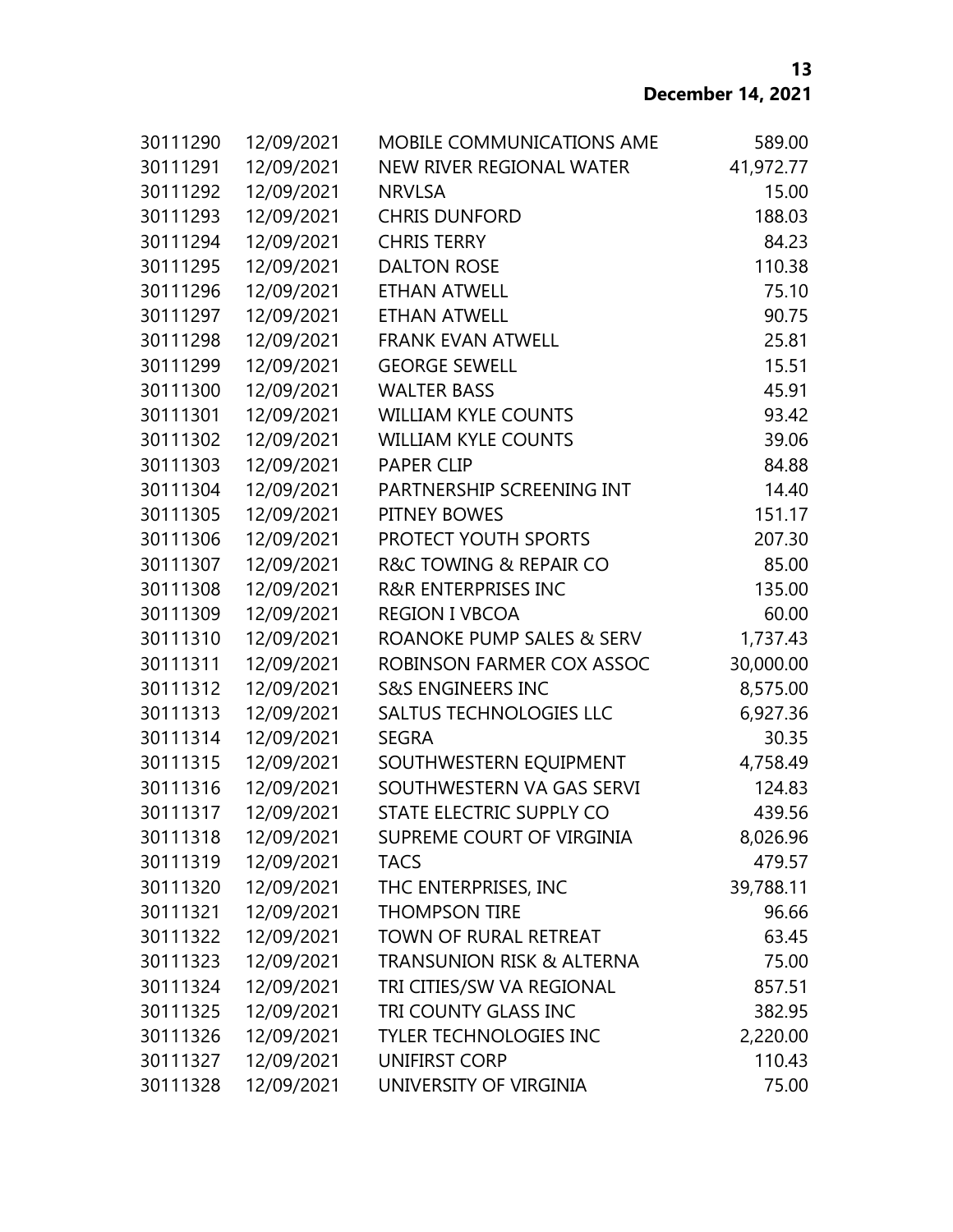| | | | |
|---|---|---|---|
| 30111290 | 12/09/2021 | MOBILE COMMUNICATIONS AME | 589.00 |
| 30111291 | 12/09/2021 | NEW RIVER REGIONAL WATER | 41,972.77 |
| 30111292 | 12/09/2021 | NRVLSA | 15.00 |
| 30111293 | 12/09/2021 | CHRIS DUNFORD | 188.03 |
| 30111294 | 12/09/2021 | CHRIS TERRY | 84.23 |
| 30111295 | 12/09/2021 | DALTON ROSE | 110.38 |
| 30111296 | 12/09/2021 | ETHAN ATWELL | 75.10 |
| 30111297 | 12/09/2021 | ETHAN ATWELL | 90.75 |
| 30111298 | 12/09/2021 | FRANK EVAN ATWELL | 25.81 |
| 30111299 | 12/09/2021 | GEORGE SEWELL | 15.51 |
| 30111300 | 12/09/2021 | WALTER BASS | 45.91 |
| 30111301 | 12/09/2021 | WILLIAM KYLE COUNTS | 93.42 |
| 30111302 | 12/09/2021 | WILLIAM KYLE COUNTS | 39.06 |
| 30111303 | 12/09/2021 | PAPER CLIP | 84.88 |
| 30111304 | 12/09/2021 | PARTNERSHIP SCREENING INT | 14.40 |
| 30111305 | 12/09/2021 | PITNEY BOWES | 151.17 |
| 30111306 | 12/09/2021 | PROTECT YOUTH SPORTS | 207.30 |
| 30111307 | 12/09/2021 | R&C TOWING & REPAIR CO | 85.00 |
| 30111308 | 12/09/2021 | R&R ENTERPRISES INC | 135.00 |
| 30111309 | 12/09/2021 | REGION I VBCOA | 60.00 |
| 30111310 | 12/09/2021 | ROANOKE PUMP SALES & SERV | 1,737.43 |
| 30111311 | 12/09/2021 | ROBINSON FARMER COX ASSOC | 30,000.00 |
| 30111312 | 12/09/2021 | S&S ENGINEERS INC | 8,575.00 |
| 30111313 | 12/09/2021 | SALTUS TECHNOLOGIES LLC | 6,927.36 |
| 30111314 | 12/09/2021 | SEGRA | 30.35 |
| 30111315 | 12/09/2021 | SOUTHWESTERN EQUIPMENT | 4,758.49 |
| 30111316 | 12/09/2021 | SOUTHWESTERN VA GAS SERVI | 124.83 |
| 30111317 | 12/09/2021 | STATE ELECTRIC SUPPLY CO | 439.56 |
| 30111318 | 12/09/2021 | SUPREME COURT OF VIRGINIA | 8,026.96 |
| 30111319 | 12/09/2021 | TACS | 479.57 |
| 30111320 | 12/09/2021 | THC ENTERPRISES, INC | 39,788.11 |
| 30111321 | 12/09/2021 | THOMPSON TIRE | 96.66 |
| 30111322 | 12/09/2021 | TOWN OF RURAL RETREAT | 63.45 |
| 30111323 | 12/09/2021 | TRANSUNION RISK & ALTERNA | 75.00 |
| 30111324 | 12/09/2021 | TRI CITIES/SW VA REGIONAL | 857.51 |
| 30111325 | 12/09/2021 | TRI COUNTY GLASS INC | 382.95 |
| 30111326 | 12/09/2021 | TYLER TECHNOLOGIES INC | 2,220.00 |
| 30111327 | 12/09/2021 | UNIFIRST CORP | 110.43 |
| 30111328 | 12/09/2021 | UNIVERSITY OF VIRGINIA | 75.00 |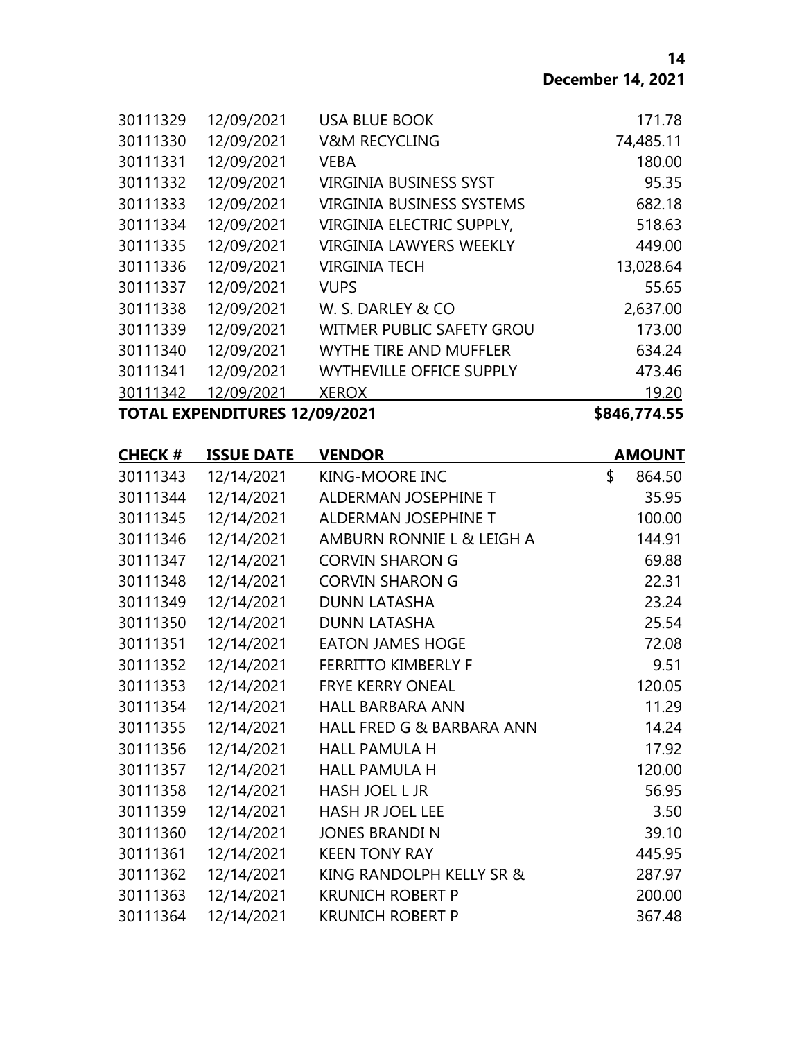| | | | |
|---|---|---|---|
| 30111329 | 12/09/2021 | USA BLUE BOOK | 171.78 |
| 30111330 | 12/09/2021 | V&M RECYCLING | 74,485.11 |
| 30111331 | 12/09/2021 | VEBA | 180.00 |
| 30111332 | 12/09/2021 | VIRGINIA BUSINESS SYST | 95.35 |
| 30111333 | 12/09/2021 | VIRGINIA BUSINESS SYSTEMS | 682.18 |
| 30111334 | 12/09/2021 | VIRGINIA ELECTRIC SUPPLY, | 518.63 |
| 30111335 | 12/09/2021 | VIRGINIA LAWYERS WEEKLY | 449.00 |
| 30111336 | 12/09/2021 | VIRGINIA TECH | 13,028.64 |
| 30111337 | 12/09/2021 | VUPS | 55.65 |
| 30111338 | 12/09/2021 | W. S. DARLEY & CO | 2,637.00 |
| 30111339 | 12/09/2021 | WITMER PUBLIC SAFETY GROU | 173.00 |
| 30111340 | 12/09/2021 | WYTHE TIRE AND MUFFLER | 634.24 |
| 30111341 | 12/09/2021 | WYTHEVILLE OFFICE SUPPLY | 473.46 |
| 30111342 | 12/09/2021 | XEROX | 19.20 |
| **TOTAL EXPENDITURES 12/09/2021** | | | **$846,774.55** |

| CHECK # | ISSUE DATE | VENDOR | AMOUNT |
|---|---|---|---|
| 30111343 | 12/14/2021 | KING-MOORE INC | $ 864.50 |
| 30111344 | 12/14/2021 | ALDERMAN JOSEPHINE T | 35.95 |
| 30111345 | 12/14/2021 | ALDERMAN JOSEPHINE T | 100.00 |
| 30111346 | 12/14/2021 | AMBURN RONNIE L & LEIGH A | 144.91 |
| 30111347 | 12/14/2021 | CORVIN SHARON G | 69.88 |
| 30111348 | 12/14/2021 | CORVIN SHARON G | 22.31 |
| 30111349 | 12/14/2021 | DUNN LATASHA | 23.24 |
| 30111350 | 12/14/2021 | DUNN LATASHA | 25.54 |
| 30111351 | 12/14/2021 | EATON JAMES HOGE | 72.08 |
| 30111352 | 12/14/2021 | FERRITTO KIMBERLY F | 9.51 |
| 30111353 | 12/14/2021 | FRYE KERRY ONEAL | 120.05 |
| 30111354 | 12/14/2021 | HALL BARBARA ANN | 11.29 |
| 30111355 | 12/14/2021 | HALL FRED G & BARBARA ANN | 14.24 |
| 30111356 | 12/14/2021 | HALL PAMULA H | 17.92 |
| 30111357 | 12/14/2021 | HALL PAMULA H | 120.00 |
| 30111358 | 12/14/2021 | HASH JOEL L JR | 56.95 |
| 30111359 | 12/14/2021 | HASH JR JOEL LEE | 3.50 |
| 30111360 | 12/14/2021 | JONES BRANDI N | 39.10 |
| 30111361 | 12/14/2021 | KEEN TONY RAY | 445.95 |
| 30111362 | 12/14/2021 | KING RANDOLPH KELLY SR & | 287.97 |
| 30111363 | 12/14/2021 | KRUNICH ROBERT P | 200.00 |
| 30111364 | 12/14/2021 | KRUNICH ROBERT P | 367.48 |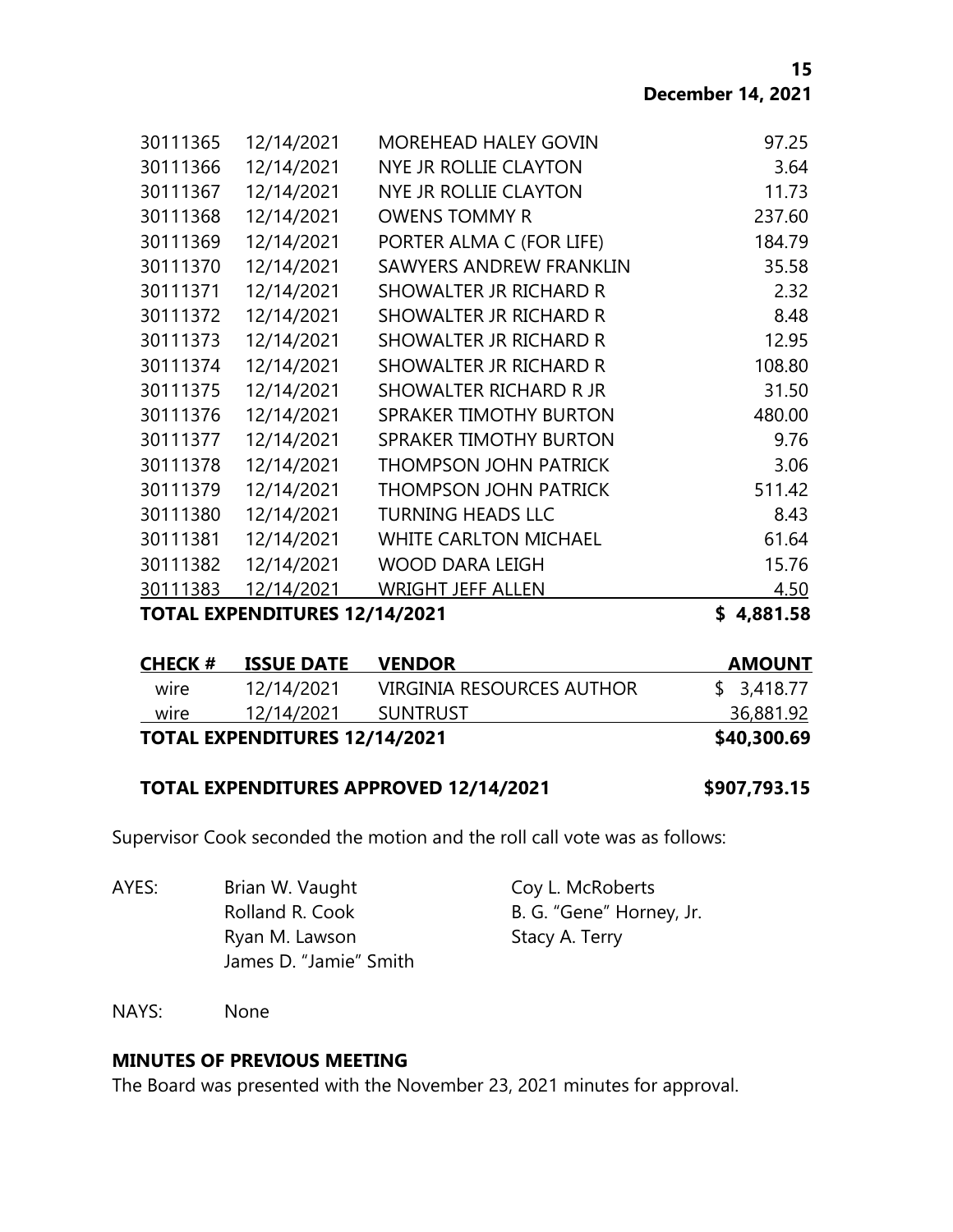| | | | |
|---|---|---|---|
| 30111365 | 12/14/2021 | MOREHEAD HALEY GOVIN | 97.25 |
| 30111366 | 12/14/2021 | NYE JR ROLLIE CLAYTON | 3.64 |
| 30111367 | 12/14/2021 | NYE JR ROLLIE CLAYTON | 11.73 |
| 30111368 | 12/14/2021 | OWENS TOMMY R | 237.60 |
| 30111369 | 12/14/2021 | PORTER ALMA C (FOR LIFE) | 184.79 |
| 30111370 | 12/14/2021 | SAWYERS ANDREW FRANKLIN | 35.58 |
| 30111371 | 12/14/2021 | SHOWALTER JR RICHARD R | 2.32 |
| 30111372 | 12/14/2021 | SHOWALTER JR RICHARD R | 8.48 |
| 30111373 | 12/14/2021 | SHOWALTER JR RICHARD R | 12.95 |
| 30111374 | 12/14/2021 | SHOWALTER JR RICHARD R | 108.80 |
| 30111375 | 12/14/2021 | SHOWALTER RICHARD R JR | 31.50 |
| 30111376 | 12/14/2021 | SPRAKER TIMOTHY BURTON | 480.00 |
| 30111377 | 12/14/2021 | SPRAKER TIMOTHY BURTON | 9.76 |
| 30111378 | 12/14/2021 | THOMPSON JOHN PATRICK | 3.06 |
| 30111379 | 12/14/2021 | THOMPSON JOHN PATRICK | 511.42 |
| 30111380 | 12/14/2021 | TURNING HEADS LLC | 8.43 |
| 30111381 | 12/14/2021 | WHITE CARLTON MICHAEL | 61.64 |
| 30111382 | 12/14/2021 | WOOD DARA LEIGH | 15.76 |
| 30111383 | 12/14/2021 | WRIGHT JEFF ALLEN | 4.50 |
| **TOTAL EXPENDITURES 12/14/2021** | | | **$ 4,881.58** |

| **CHECK #** | **ISSUE DATE** | **VENDOR** | **AMOUNT** |
|---|---|---|---|
| wire | 12/14/2021 | VIRGINIA RESOURCES AUTHOR | $ 3,418.77 |
| wire | 12/14/2021 | SUNTRUST | 36,881.92 |
| **TOTAL EXPENDITURES 12/14/2021** | | | **$40,300.69** |

**TOTAL EXPENDITURES APPROVED 12/14/2021 $907,793.15**

Supervisor Cook seconded the motion and the roll call vote was as follows:

AYES: Brian W. Vaught, Coy L. McRoberts, Rolland R. Cook, B. G. "Gene" Horney, Jr., Ryan M. Lawson, Stacy A. Terry, James D. "Jamie" Smith

NAYS: None

**MINUTES OF PREVIOUS MEETING**

The Board was presented with the November 23, 2021 minutes for approval.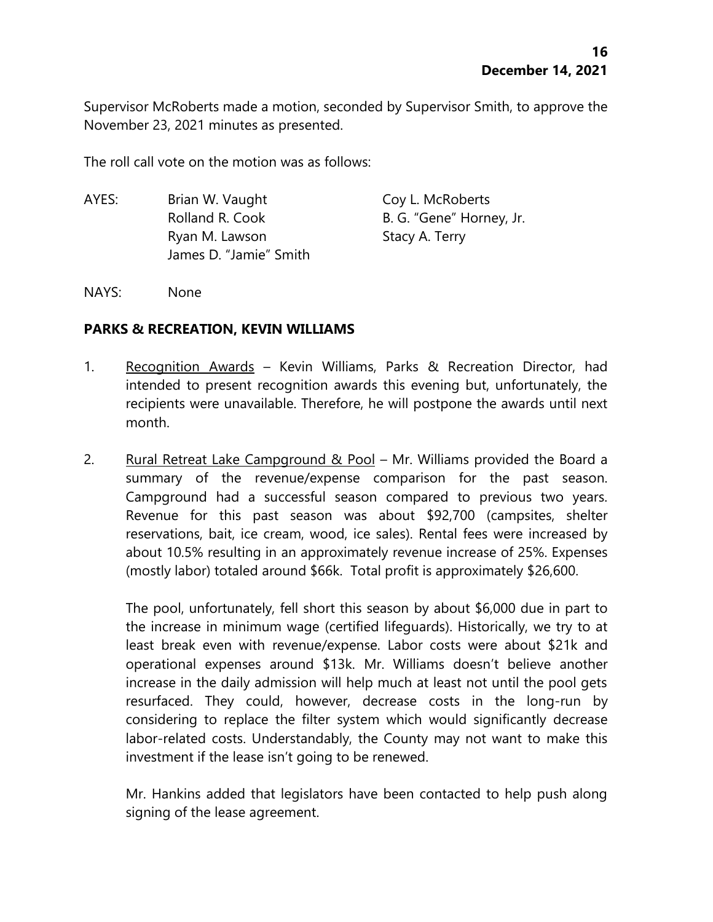Supervisor McRoberts made a motion, seconded by Supervisor Smith, to approve the November 23, 2021 minutes as presented.

The roll call vote on the motion was as follows:

AYES: Brian W. Vaught
Coy L. McRoberts
Rolland R. Cook
B. G. "Gene" Horney, Jr.
Ryan M. Lawson
Stacy A. Terry
James D. "Jamie" Smith

NAYS: None

**PARKS & RECREATION, KEVIN WILLIAMS**

1. Recognition Awards – Kevin Williams, Parks & Recreation Director, had intended to present recognition awards this evening but, unfortunately, the recipients were unavailable. Therefore, he will postpone the awards until next month.

2. Rural Retreat Lake Campground & Pool – Mr. Williams provided the Board a summary of the revenue/expense comparison for the past season. Campground had a successful season compared to previous two years. Revenue for this past season was about $92,700 (campsites, shelter reservations, bait, ice cream, wood, ice sales). Rental fees were increased by about 10.5% resulting in an approximately revenue increase of 25%. Expenses (mostly labor) totaled around $66k. Total profit is approximately $26,600.

   The pool, unfortunately, fell short this season by about $6,000 due in part to the increase in minimum wage (certified lifeguards). Historically, we try to at least break even with revenue/expense. Labor costs were about $21k and operational expenses around $13k. Mr. Williams doesn't believe another increase in the daily admission will help much at least not until the pool gets resurfaced. They could, however, decrease costs in the long-run by considering to replace the filter system which would significantly decrease labor-related costs. Understandably, the County may not want to make this investment if the lease isn't going to be renewed.

   Mr. Hankins added that legislators have been contacted to help push along signing of the lease agreement.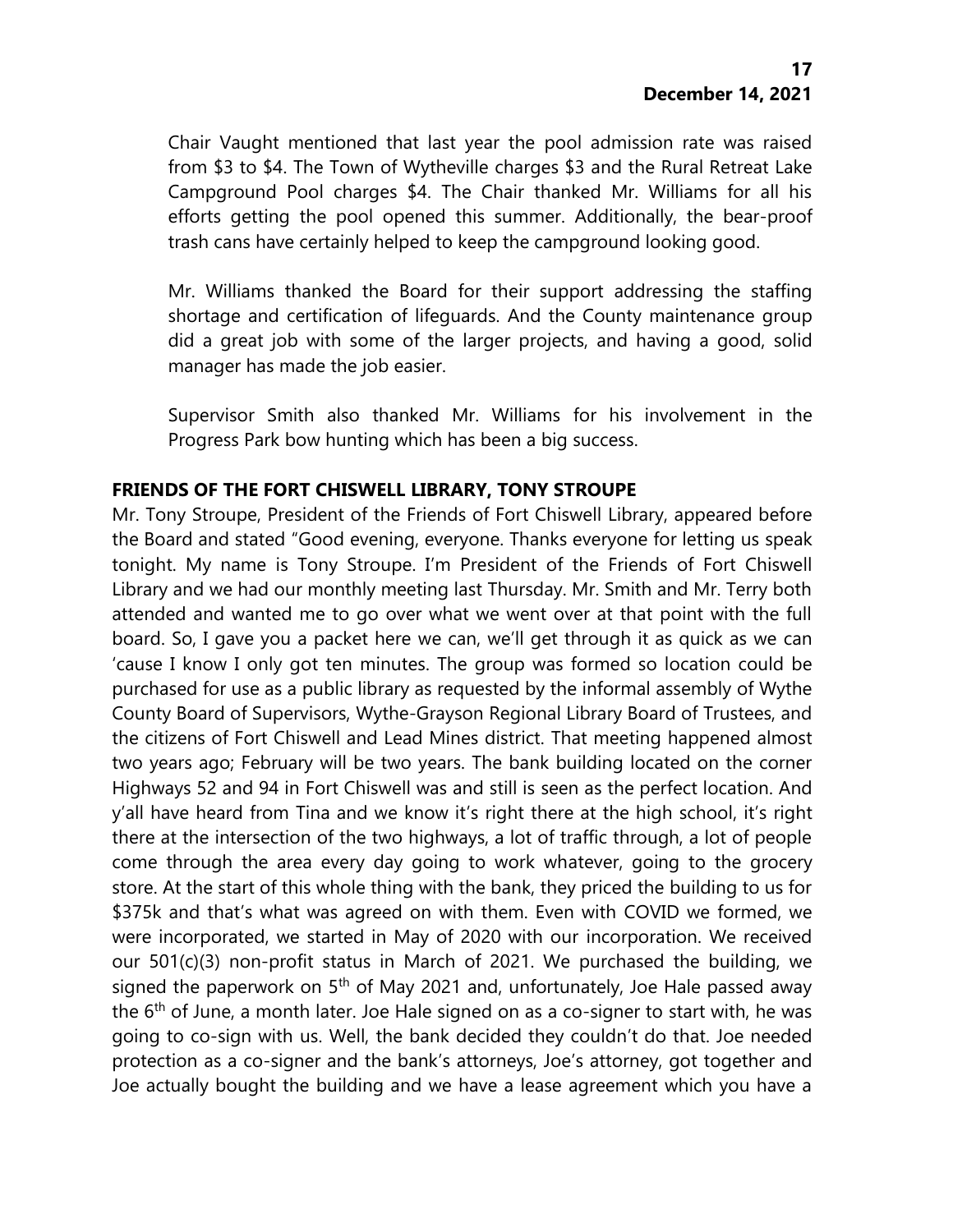Chair Vaught mentioned that last year the pool admission rate was raised from $3 to $4. The Town of Wytheville charges $3 and the Rural Retreat Lake Campground Pool charges $4. The Chair thanked Mr. Williams for all his efforts getting the pool opened this summer. Additionally, the bear-proof trash cans have certainly helped to keep the campground looking good.

Mr. Williams thanked the Board for their support addressing the staffing shortage and certification of lifeguards. And the County maintenance group did a great job with some of the larger projects, and having a good, solid manager has made the job easier.

Supervisor Smith also thanked Mr. Williams for his involvement in the Progress Park bow hunting which has been a big success.

**FRIENDS OF THE FORT CHISWELL LIBRARY, TONY STROUPE**

Mr. Tony Stroupe, President of the Friends of Fort Chiswell Library, appeared before the Board and stated "Good evening, everyone. Thanks everyone for letting us speak tonight. My name is Tony Stroupe. I'm President of the Friends of Fort Chiswell Library and we had our monthly meeting last Thursday. Mr. Smith and Mr. Terry both attended and wanted me to go over what we went over at that point with the full board. So, I gave you a packet here we can, we'll get through it as quick as we can 'cause I know I only got ten minutes. The group was formed so location could be purchased for use as a public library as requested by the informal assembly of Wythe County Board of Supervisors, Wythe-Grayson Regional Library Board of Trustees, and the citizens of Fort Chiswell and Lead Mines district. That meeting happened almost two years ago; February will be two years. The bank building located on the corner Highways 52 and 94 in Fort Chiswell was and still is seen as the perfect location. And y'all have heard from Tina and we know it's right there at the high school, it's right there at the intersection of the two highways, a lot of traffic through, a lot of people come through the area every day going to work whatever, going to the grocery store. At the start of this whole thing with the bank, they priced the building to us for $375k and that's what was agreed on with them. Even with COVID we formed, we were incorporated, we started in May of 2020 with our incorporation. We received our 501(c)(3) non-profit status in March of 2021. We purchased the building, we signed the paperwork on 5th of May 2021 and, unfortunately, Joe Hale passed away the 6th of June, a month later. Joe Hale signed on as a co-signer to start with, he was going to co-sign with us. Well, the bank decided they couldn't do that. Joe needed protection as a co-signer and the bank's attorneys, Joe's attorney, got together and Joe actually bought the building and we have a lease agreement which you have a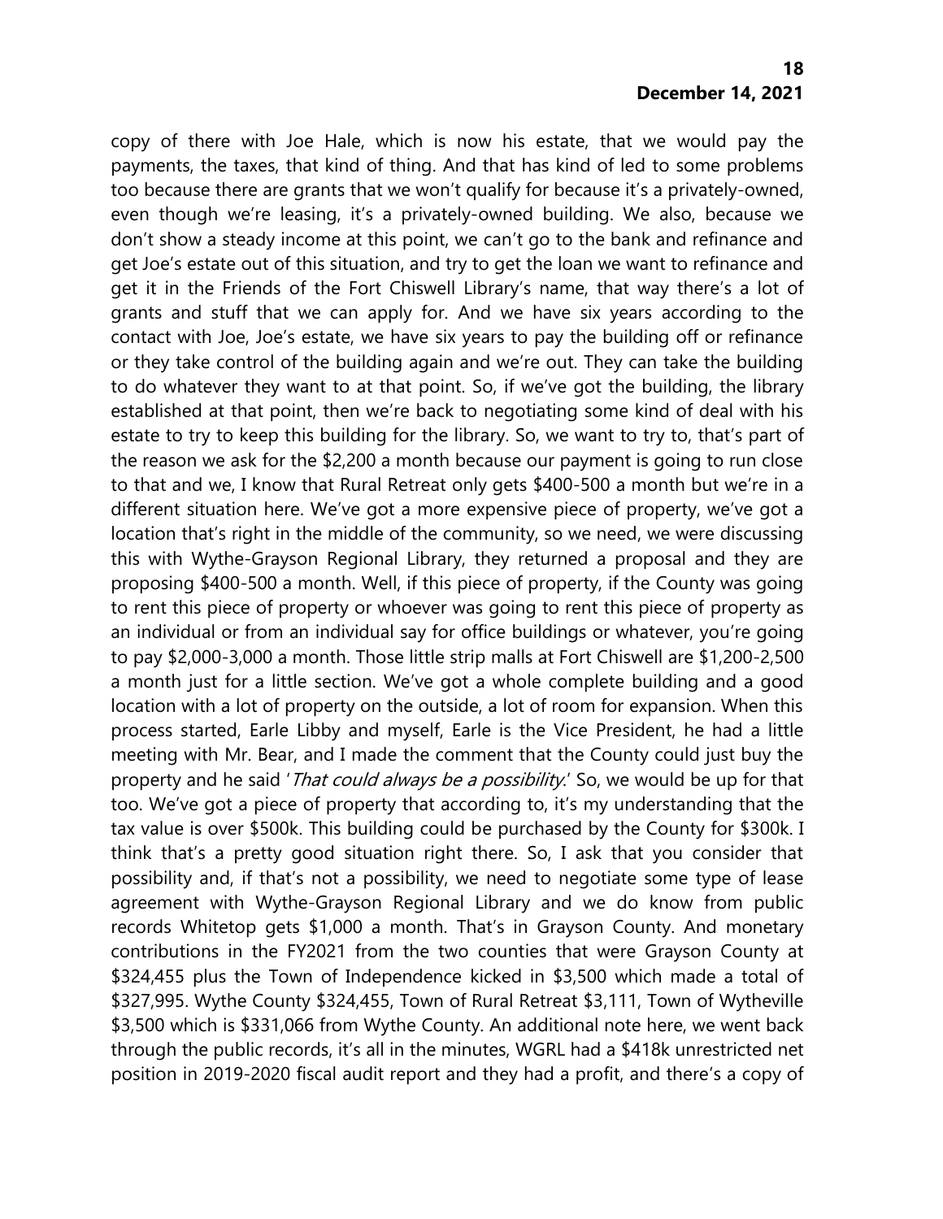copy of there with Joe Hale, which is now his estate, that we would pay the payments, the taxes, that kind of thing. And that has kind of led to some problems too because there are grants that we won't qualify for because it's a privately-owned, even though we're leasing, it's a privately-owned building. We also, because we don't show a steady income at this point, we can't go to the bank and refinance and get Joe's estate out of this situation, and try to get the loan we want to refinance and get it in the Friends of the Fort Chiswell Library's name, that way there's a lot of grants and stuff that we can apply for. And we have six years according to the contact with Joe, Joe's estate, we have six years to pay the building off or refinance or they take control of the building again and we're out. They can take the building to do whatever they want to at that point. So, if we've got the building, the library established at that point, then we're back to negotiating some kind of deal with his estate to try to keep this building for the library. So, we want to try to, that's part of the reason we ask for the $2,200 a month because our payment is going to run close to that and we, I know that Rural Retreat only gets $400-500 a month but we're in a different situation here. We've got a more expensive piece of property, we've got a location that's right in the middle of the community, so we need, we were discussing this with Wythe-Grayson Regional Library, they returned a proposal and they are proposing $400-500 a month. Well, if this piece of property, if the County was going to rent this piece of property or whoever was going to rent this piece of property as an individual or from an individual say for office buildings or whatever, you're going to pay $2,000-3,000 a month. Those little strip malls at Fort Chiswell are $1,200-2,500 a month just for a little section. We've got a whole complete building and a good location with a lot of property on the outside, a lot of room for expansion. When this process started, Earle Libby and myself, Earle is the Vice President, he had a little meeting with Mr. Bear, and I made the comment that the County could just buy the property and he said '*That could always be a possibility*.' So, we would be up for that too. We've got a piece of property that according to, it's my understanding that the tax value is over $500k. This building could be purchased by the County for $300k. I think that's a pretty good situation right there. So, I ask that you consider that possibility and, if that's not a possibility, we need to negotiate some type of lease agreement with Wythe-Grayson Regional Library and we do know from public records Whitetop gets $1,000 a month. That's in Grayson County. And monetary contributions in the FY2021 from the two counties that were Grayson County at $324,455 plus the Town of Independence kicked in $3,500 which made a total of $327,995. Wythe County $324,455, Town of Rural Retreat $3,111, Town of Wytheville $3,500 which is $331,066 from Wythe County. An additional note here, we went back through the public records, it's all in the minutes, WGRL had a $418k unrestricted net position in 2019-2020 fiscal audit report and they had a profit, and there's a copy of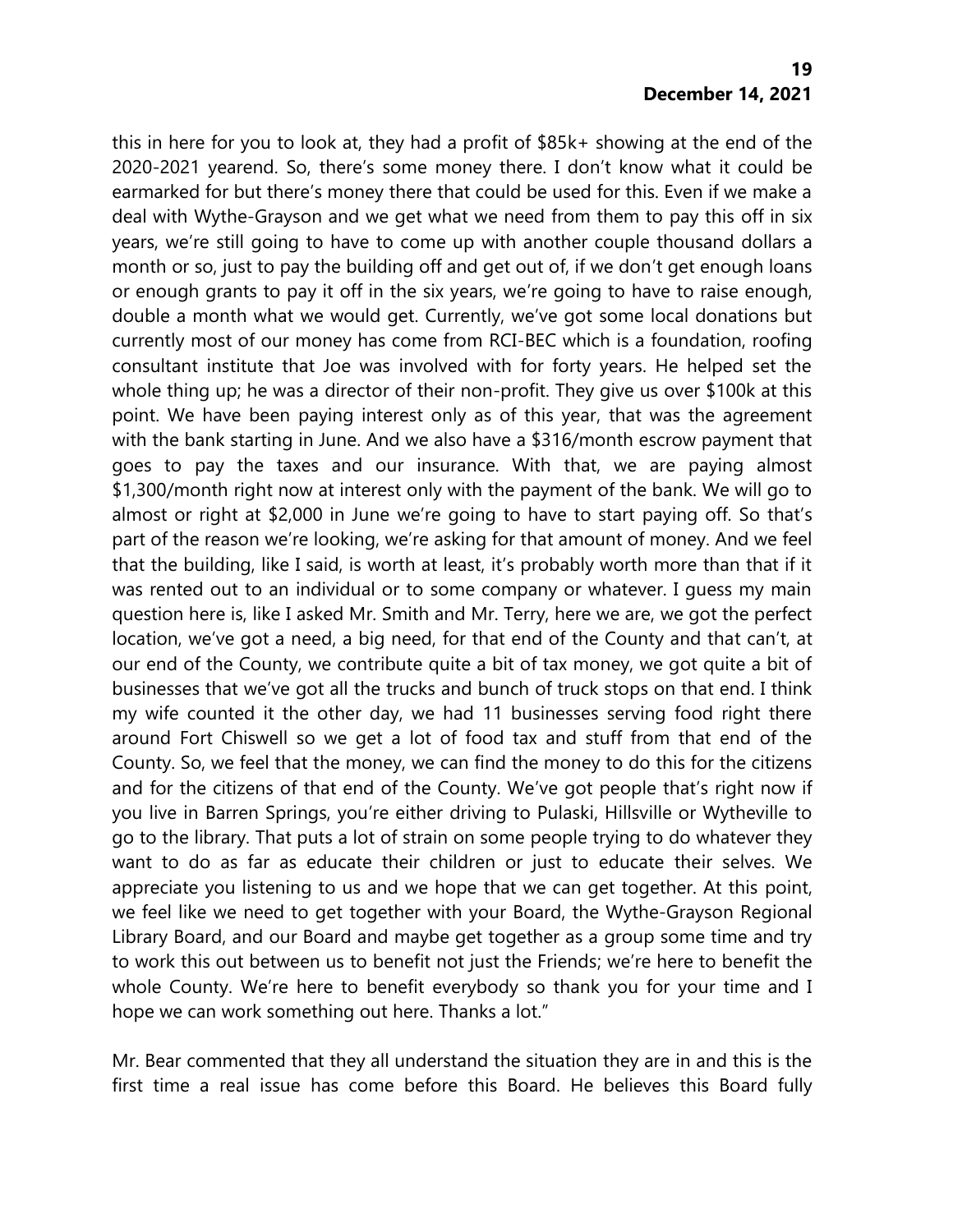this in here for you to look at, they had a profit of $85k+ showing at the end of the 2020-2021 yearend. So, there's some money there. I don't know what it could be earmarked for but there's money there that could be used for this. Even if we make a deal with Wythe-Grayson and we get what we need from them to pay this off in six years, we're still going to have to come up with another couple thousand dollars a month or so, just to pay the building off and get out of, if we don't get enough loans or enough grants to pay it off in the six years, we're going to have to raise enough, double a month what we would get. Currently, we've got some local donations but currently most of our money has come from RCI-BEC which is a foundation, roofing consultant institute that Joe was involved with for forty years. He helped set the whole thing up; he was a director of their non-profit. They give us over $100k at this point. We have been paying interest only as of this year, that was the agreement with the bank starting in June. And we also have a $316/month escrow payment that goes to pay the taxes and our insurance. With that, we are paying almost $1,300/month right now at interest only with the payment of the bank. We will go to almost or right at $2,000 in June we're going to have to start paying off. So that's part of the reason we're looking, we're asking for that amount of money. And we feel that the building, like I said, is worth at least, it's probably worth more than that if it was rented out to an individual or to some company or whatever. I guess my main question here is, like I asked Mr. Smith and Mr. Terry, here we are, we got the perfect location, we've got a need, a big need, for that end of the County and that can't, at our end of the County, we contribute quite a bit of tax money, we got quite a bit of businesses that we've got all the trucks and bunch of truck stops on that end. I think my wife counted it the other day, we had 11 businesses serving food right there around Fort Chiswell so we get a lot of food tax and stuff from that end of the County. So, we feel that the money, we can find the money to do this for the citizens and for the citizens of that end of the County. We've got people that's right now if you live in Barren Springs, you're either driving to Pulaski, Hillsville or Wytheville to go to the library. That puts a lot of strain on some people trying to do whatever they want to do as far as educate their children or just to educate their selves. We appreciate you listening to us and we hope that we can get together. At this point, we feel like we need to get together with your Board, the Wythe-Grayson Regional Library Board, and our Board and maybe get together as a group some time and try to work this out between us to benefit not just the Friends; we're here to benefit the whole County. We're here to benefit everybody so thank you for your time and I hope we can work something out here. Thanks a lot."

Mr. Bear commented that they all understand the situation they are in and this is the first time a real issue has come before this Board. He believes this Board fully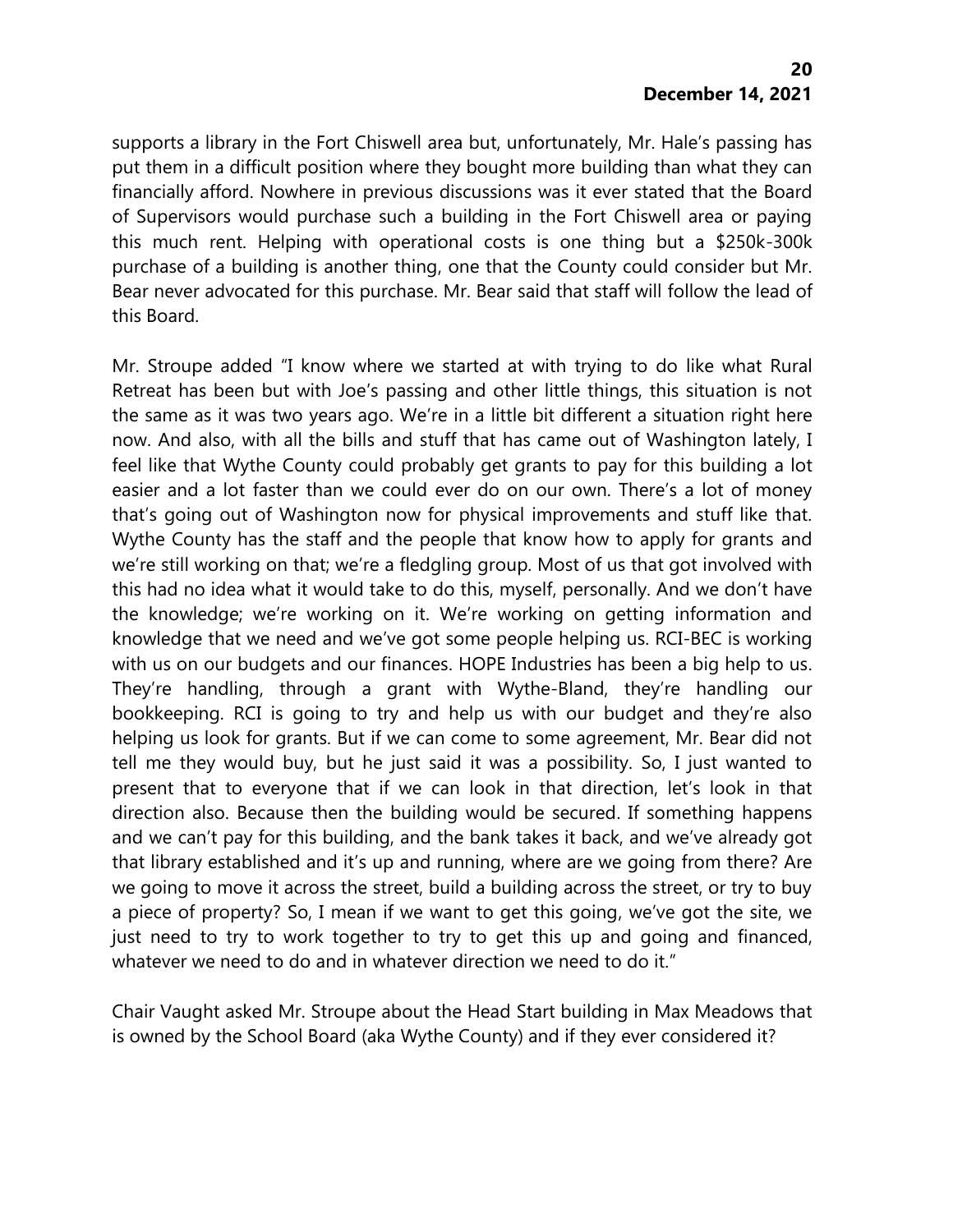supports a library in the Fort Chiswell area but, unfortunately, Mr. Hale's passing has put them in a difficult position where they bought more building than what they can financially afford. Nowhere in previous discussions was it ever stated that the Board of Supervisors would purchase such a building in the Fort Chiswell area or paying this much rent. Helping with operational costs is one thing but a $250k-300k purchase of a building is another thing, one that the County could consider but Mr. Bear never advocated for this purchase. Mr. Bear said that staff will follow the lead of this Board.

Mr. Stroupe added "I know where we started at with trying to do like what Rural Retreat has been but with Joe's passing and other little things, this situation is not the same as it was two years ago. We're in a little bit different a situation right here now. And also, with all the bills and stuff that has came out of Washington lately, I feel like that Wythe County could probably get grants to pay for this building a lot easier and a lot faster than we could ever do on our own. There's a lot of money that's going out of Washington now for physical improvements and stuff like that. Wythe County has the staff and the people that know how to apply for grants and we're still working on that; we're a fledgling group. Most of us that got involved with this had no idea what it would take to do this, myself, personally. And we don't have the knowledge; we're working on it. We're working on getting information and knowledge that we need and we've got some people helping us. RCI-BEC is working with us on our budgets and our finances. HOPE Industries has been a big help to us. They're handling, through a grant with Wythe-Bland, they're handling our bookkeeping. RCI is going to try and help us with our budget and they're also helping us look for grants. But if we can come to some agreement, Mr. Bear did not tell me they would buy, but he just said it was a possibility. So, I just wanted to present that to everyone that if we can look in that direction, let's look in that direction also. Because then the building would be secured. If something happens and we can't pay for this building, and the bank takes it back, and we've already got that library established and it's up and running, where are we going from there? Are we going to move it across the street, build a building across the street, or try to buy a piece of property? So, I mean if we want to get this going, we've got the site, we just need to try to work together to try to get this up and going and financed, whatever we need to do and in whatever direction we need to do it."

Chair Vaught asked Mr. Stroupe about the Head Start building in Max Meadows that is owned by the School Board (aka Wythe County) and if they ever considered it?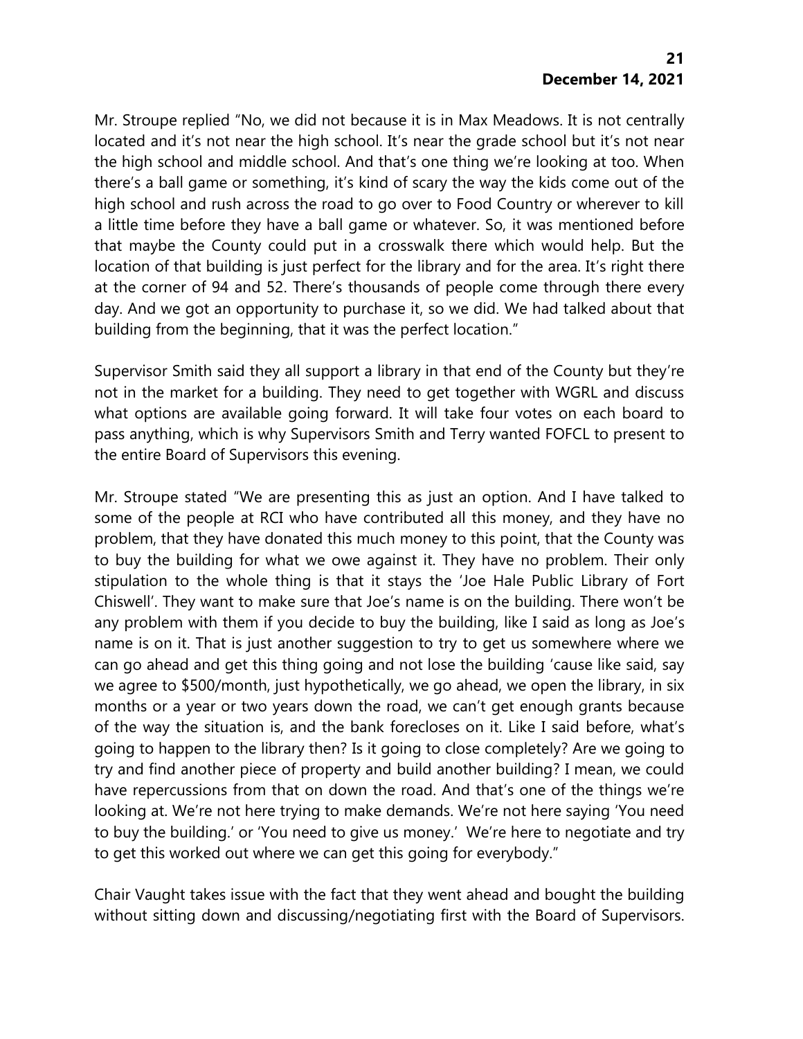Mr. Stroupe replied "No, we did not because it is in Max Meadows. It is not centrally located and it's not near the high school. It's near the grade school but it's not near the high school and middle school. And that's one thing we're looking at too. When there's a ball game or something, it's kind of scary the way the kids come out of the high school and rush across the road to go over to Food Country or wherever to kill a little time before they have a ball game or whatever. So, it was mentioned before that maybe the County could put in a crosswalk there which would help. But the location of that building is just perfect for the library and for the area. It's right there at the corner of 94 and 52. There's thousands of people come through there every day. And we got an opportunity to purchase it, so we did. We had talked about that building from the beginning, that it was the perfect location."

Supervisor Smith said they all support a library in that end of the County but they're not in the market for a building. They need to get together with WGRL and discuss what options are available going forward. It will take four votes on each board to pass anything, which is why Supervisors Smith and Terry wanted FOFCL to present to the entire Board of Supervisors this evening.

Mr. Stroupe stated "We are presenting this as just an option. And I have talked to some of the people at RCI who have contributed all this money, and they have no problem, that they have donated this much money to this point, that the County was to buy the building for what we owe against it. They have no problem. Their only stipulation to the whole thing is that it stays the 'Joe Hale Public Library of Fort Chiswell'. They want to make sure that Joe's name is on the building. There won't be any problem with them if you decide to buy the building, like I said as long as Joe's name is on it. That is just another suggestion to try to get us somewhere where we can go ahead and get this thing going and not lose the building 'cause like said, say we agree to $500/month, just hypothetically, we go ahead, we open the library, in six months or a year or two years down the road, we can't get enough grants because of the way the situation is, and the bank forecloses on it. Like I said before, what's going to happen to the library then? Is it going to close completely? Are we going to try and find another piece of property and build another building? I mean, we could have repercussions from that on down the road. And that's one of the things we're looking at. We're not here trying to make demands. We're not here saying 'You need to buy the building.' or 'You need to give us money.' We're here to negotiate and try to get this worked out where we can get this going for everybody."

Chair Vaught takes issue with the fact that they went ahead and bought the building without sitting down and discussing/negotiating first with the Board of Supervisors.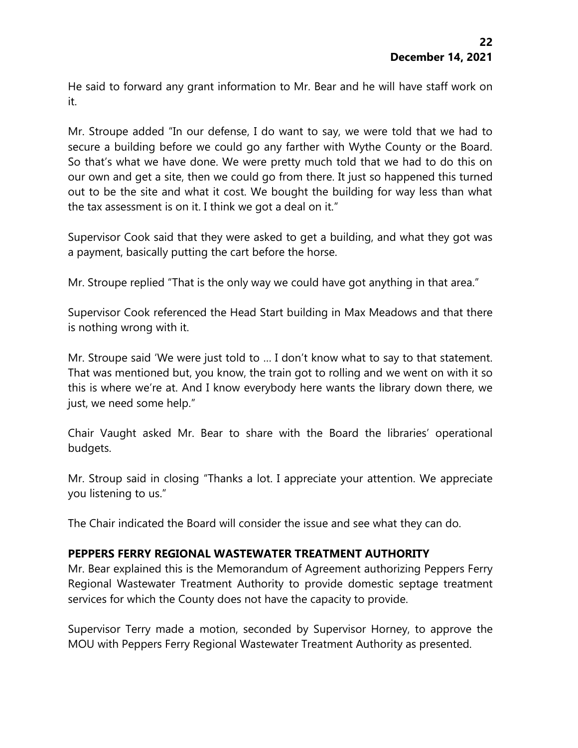He said to forward any grant information to Mr. Bear and he will have staff work on it.

Mr. Stroupe added "In our defense, I do want to say, we were told that we had to secure a building before we could go any farther with Wythe County or the Board. So that's what we have done. We were pretty much told that we had to do this on our own and get a site, then we could go from there. It just so happened this turned out to be the site and what it cost. We bought the building for way less than what the tax assessment is on it. I think we got a deal on it."

Supervisor Cook said that they were asked to get a building, and what they got was a payment, basically putting the cart before the horse.

Mr. Stroupe replied "That is the only way we could have got anything in that area."

Supervisor Cook referenced the Head Start building in Max Meadows and that there is nothing wrong with it.

Mr. Stroupe said 'We were just told to … I don't know what to say to that statement. That was mentioned but, you know, the train got to rolling and we went on with it so this is where we're at. And I know everybody here wants the library down there, we just, we need some help."

Chair Vaught asked Mr. Bear to share with the Board the libraries' operational budgets.

Mr. Stroup said in closing "Thanks a lot. I appreciate your attention. We appreciate you listening to us."

The Chair indicated the Board will consider the issue and see what they can do.

**PEPPERS FERRY REGIONAL WASTEWATER TREATMENT AUTHORITY**

Mr. Bear explained this is the Memorandum of Agreement authorizing Peppers Ferry Regional Wastewater Treatment Authority to provide domestic septage treatment services for which the County does not have the capacity to provide.

Supervisor Terry made a motion, seconded by Supervisor Horney, to approve the MOU with Peppers Ferry Regional Wastewater Treatment Authority as presented.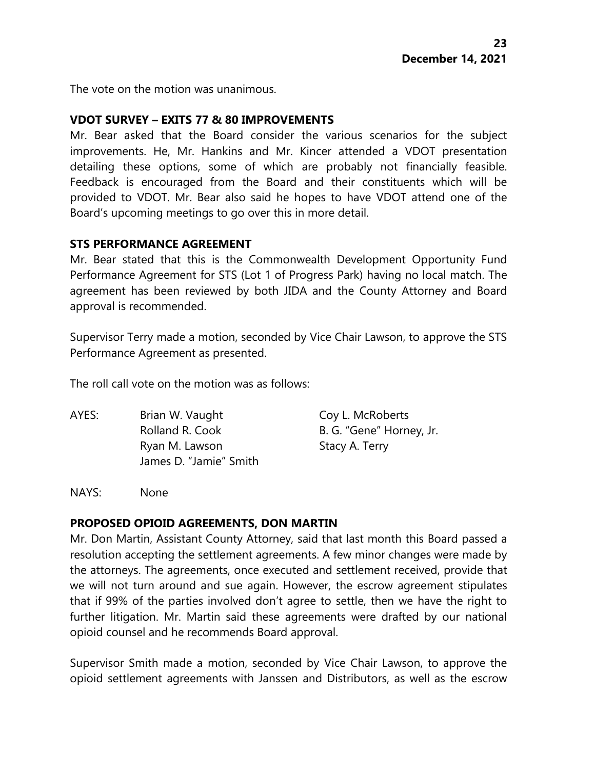The vote on the motion was unanimous.

**VDOT SURVEY – EXITS 77 & 80 IMPROVEMENTS**

Mr. Bear asked that the Board consider the various scenarios for the subject improvements. He, Mr. Hankins and Mr. Kincer attended a VDOT presentation detailing these options, some of which are probably not financially feasible. Feedback is encouraged from the Board and their constituents which will be provided to VDOT. Mr. Bear also said he hopes to have VDOT attend one of the Board's upcoming meetings to go over this in more detail.

**STS PERFORMANCE AGREEMENT**

Mr. Bear stated that this is the Commonwealth Development Opportunity Fund Performance Agreement for STS (Lot 1 of Progress Park) having no local match. The agreement has been reviewed by both JIDA and the County Attorney and Board approval is recommended.

Supervisor Terry made a motion, seconded by Vice Chair Lawson, to approve the STS Performance Agreement as presented.

The roll call vote on the motion was as follows:

AYES: Brian W. Vaught, Coy L. McRoberts, Rolland R. Cook, B. G. "Gene" Horney, Jr., Ryan M. Lawson, Stacy A. Terry, James D. "Jamie" Smith

NAYS: None

**PROPOSED OPIOID AGREEMENTS, DON MARTIN**

Mr. Don Martin, Assistant County Attorney, said that last month this Board passed a resolution accepting the settlement agreements. A few minor changes were made by the attorneys. The agreements, once executed and settlement received, provide that we will not turn around and sue again. However, the escrow agreement stipulates that if 99% of the parties involved don't agree to settle, then we have the right to further litigation. Mr. Martin said these agreements were drafted by our national opioid counsel and he recommends Board approval.

Supervisor Smith made a motion, seconded by Vice Chair Lawson, to approve the opioid settlement agreements with Janssen and Distributors, as well as the escrow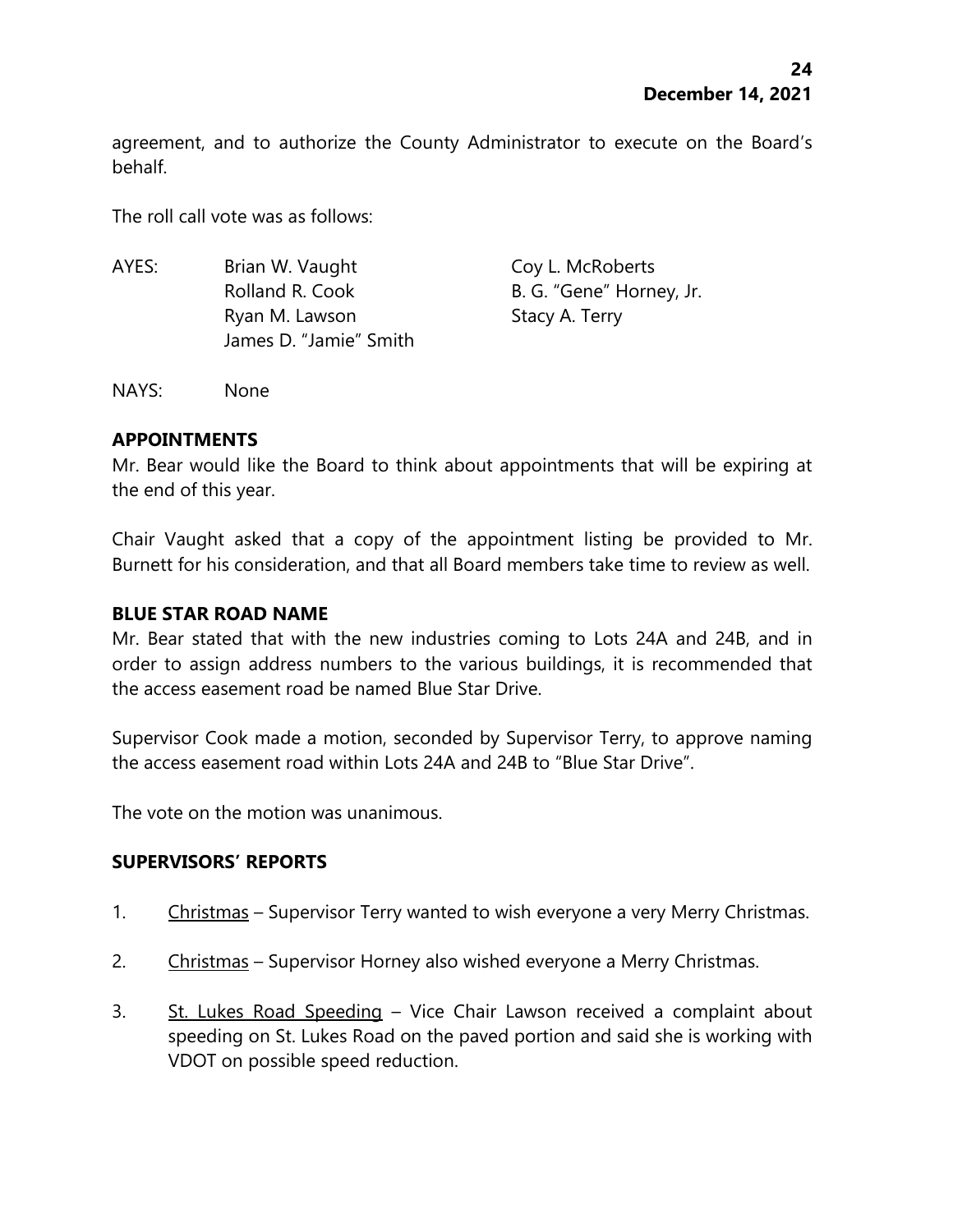agreement, and to authorize the County Administrator to execute on the Board's behalf.

The roll call vote was as follows:

| | | |
|---|---|---|
| AYES: | Brian W. Vaught | Coy L. McRoberts |
| | Rolland R. Cook | B. G. "Gene" Horney, Jr. |
| | Ryan M. Lawson | Stacy A. Terry |
| | James D. "Jamie" Smith | |

NAYS: None

**APPOINTMENTS**

Mr. Bear would like the Board to think about appointments that will be expiring at the end of this year.

Chair Vaught asked that a copy of the appointment listing be provided to Mr. Burnett for his consideration, and that all Board members take time to review as well.

**BLUE STAR ROAD NAME**

Mr. Bear stated that with the new industries coming to Lots 24A and 24B, and in order to assign address numbers to the various buildings, it is recommended that the access easement road be named Blue Star Drive.

Supervisor Cook made a motion, seconded by Supervisor Terry, to approve naming the access easement road within Lots 24A and 24B to "Blue Star Drive".

The vote on the motion was unanimous.

**SUPERVISORS' REPORTS**

1. Christmas – Supervisor Terry wanted to wish everyone a very Merry Christmas.

2. Christmas – Supervisor Horney also wished everyone a Merry Christmas.

3. St. Lukes Road Speeding – Vice Chair Lawson received a complaint about speeding on St. Lukes Road on the paved portion and said she is working with VDOT on possible speed reduction.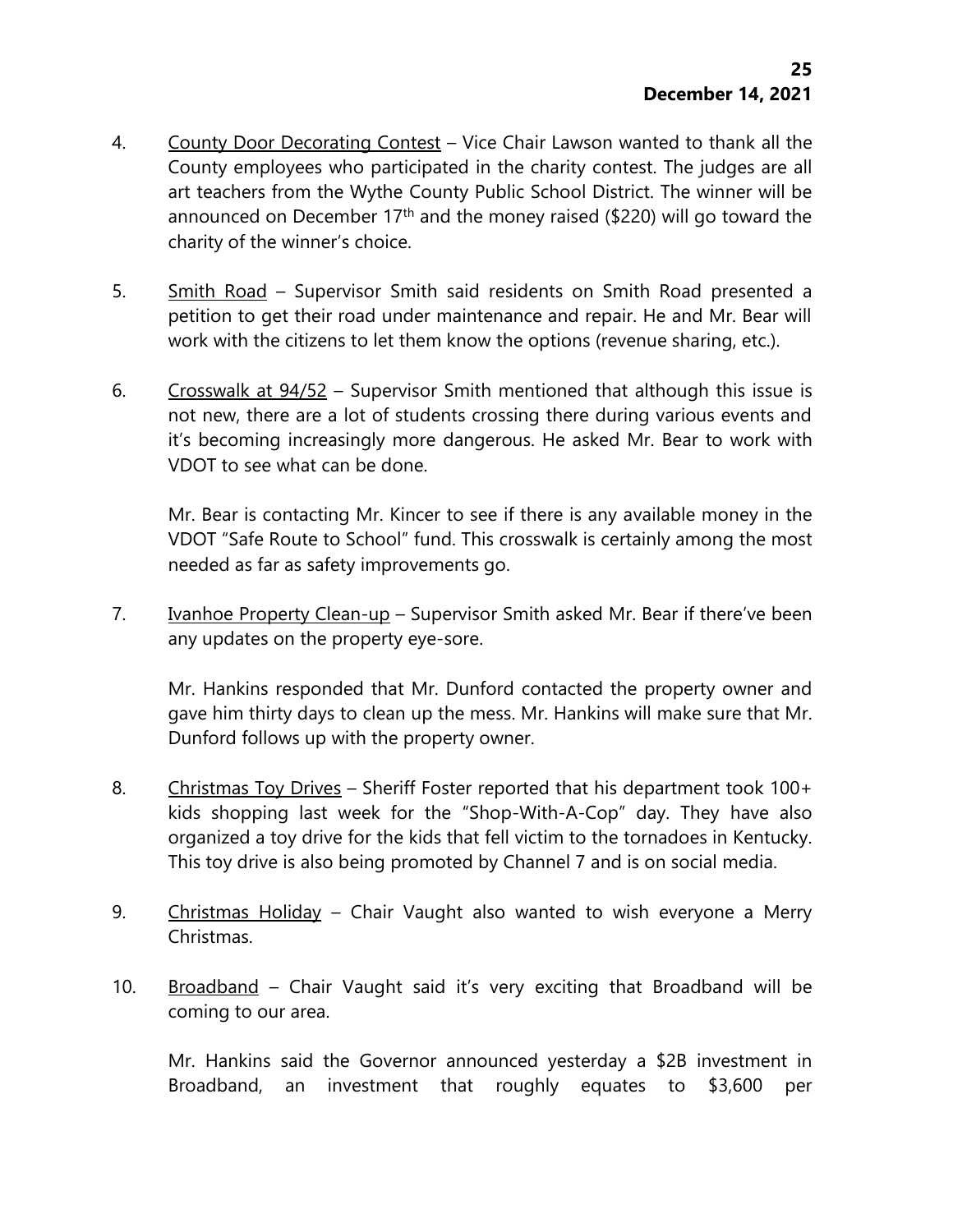4. County Door Decorating Contest – Vice Chair Lawson wanted to thank all the County employees who participated in the charity contest. The judges are all art teachers from the Wythe County Public School District. The winner will be announced on December 17th and the money raised ($220) will go toward the charity of the winner's choice.

5. Smith Road – Supervisor Smith said residents on Smith Road presented a petition to get their road under maintenance and repair. He and Mr. Bear will work with the citizens to let them know the options (revenue sharing, etc.).

6. Crosswalk at 94/52 – Supervisor Smith mentioned that although this issue is not new, there are a lot of students crossing there during various events and it's becoming increasingly more dangerous. He asked Mr. Bear to work with VDOT to see what can be done.

   Mr. Bear is contacting Mr. Kincer to see if there is any available money in the VDOT "Safe Route to School" fund. This crosswalk is certainly among the most needed as far as safety improvements go.

7. Ivanhoe Property Clean-up – Supervisor Smith asked Mr. Bear if there've been any updates on the property eye-sore.

   Mr. Hankins responded that Mr. Dunford contacted the property owner and gave him thirty days to clean up the mess. Mr. Hankins will make sure that Mr. Dunford follows up with the property owner.

8. Christmas Toy Drives – Sheriff Foster reported that his department took 100+ kids shopping last week for the "Shop-With-A-Cop" day. They have also organized a toy drive for the kids that fell victim to the tornadoes in Kentucky. This toy drive is also being promoted by Channel 7 and is on social media.

9. Christmas Holiday – Chair Vaught also wanted to wish everyone a Merry Christmas.

10. Broadband – Chair Vaught said it's very exciting that Broadband will be coming to our area.

    Mr. Hankins said the Governor announced yesterday a $2B investment in Broadband, an investment that roughly equates to $3,600 per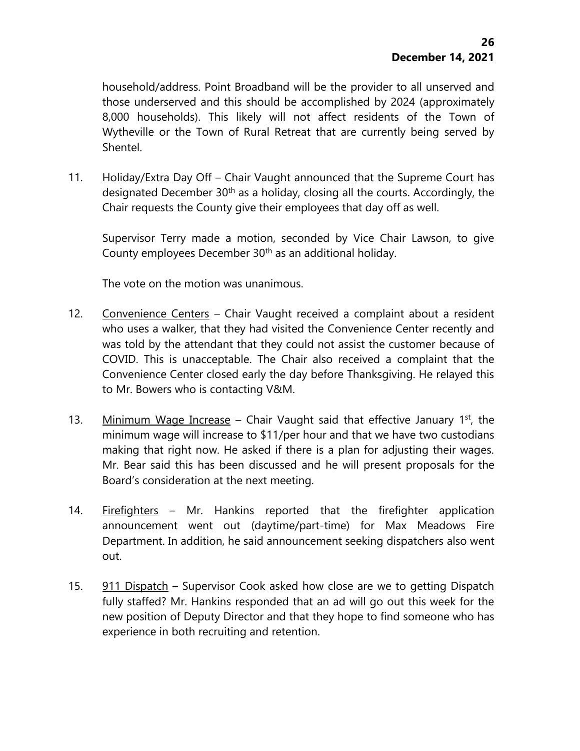household/address. Point Broadband will be the provider to all unserved and those underserved and this should be accomplished by 2024 (approximately 8,000 households). This likely will not affect residents of the Town of Wytheville or the Town of Rural Retreat that are currently being served by Shentel.

11. Holiday/Extra Day Off – Chair Vaught announced that the Supreme Court has designated December 30th as a holiday, closing all the courts. Accordingly, the Chair requests the County give their employees that day off as well.

    Supervisor Terry made a motion, seconded by Vice Chair Lawson, to give County employees December 30th as an additional holiday.

    The vote on the motion was unanimous.

12. Convenience Centers – Chair Vaught received a complaint about a resident who uses a walker, that they had visited the Convenience Center recently and was told by the attendant that they could not assist the customer because of COVID. This is unacceptable. The Chair also received a complaint that the Convenience Center closed early the day before Thanksgiving. He relayed this to Mr. Bowers who is contacting V&M.

13. Minimum Wage Increase – Chair Vaught said that effective January 1st, the minimum wage will increase to $11/per hour and that we have two custodians making that right now. He asked if there is a plan for adjusting their wages. Mr. Bear said this has been discussed and he will present proposals for the Board's consideration at the next meeting.

14. Firefighters – Mr. Hankins reported that the firefighter application announcement went out (daytime/part-time) for Max Meadows Fire Department. In addition, he said announcement seeking dispatchers also went out.

15. 911 Dispatch – Supervisor Cook asked how close are we to getting Dispatch fully staffed? Mr. Hankins responded that an ad will go out this week for the new position of Deputy Director and that they hope to find someone who has experience in both recruiting and retention.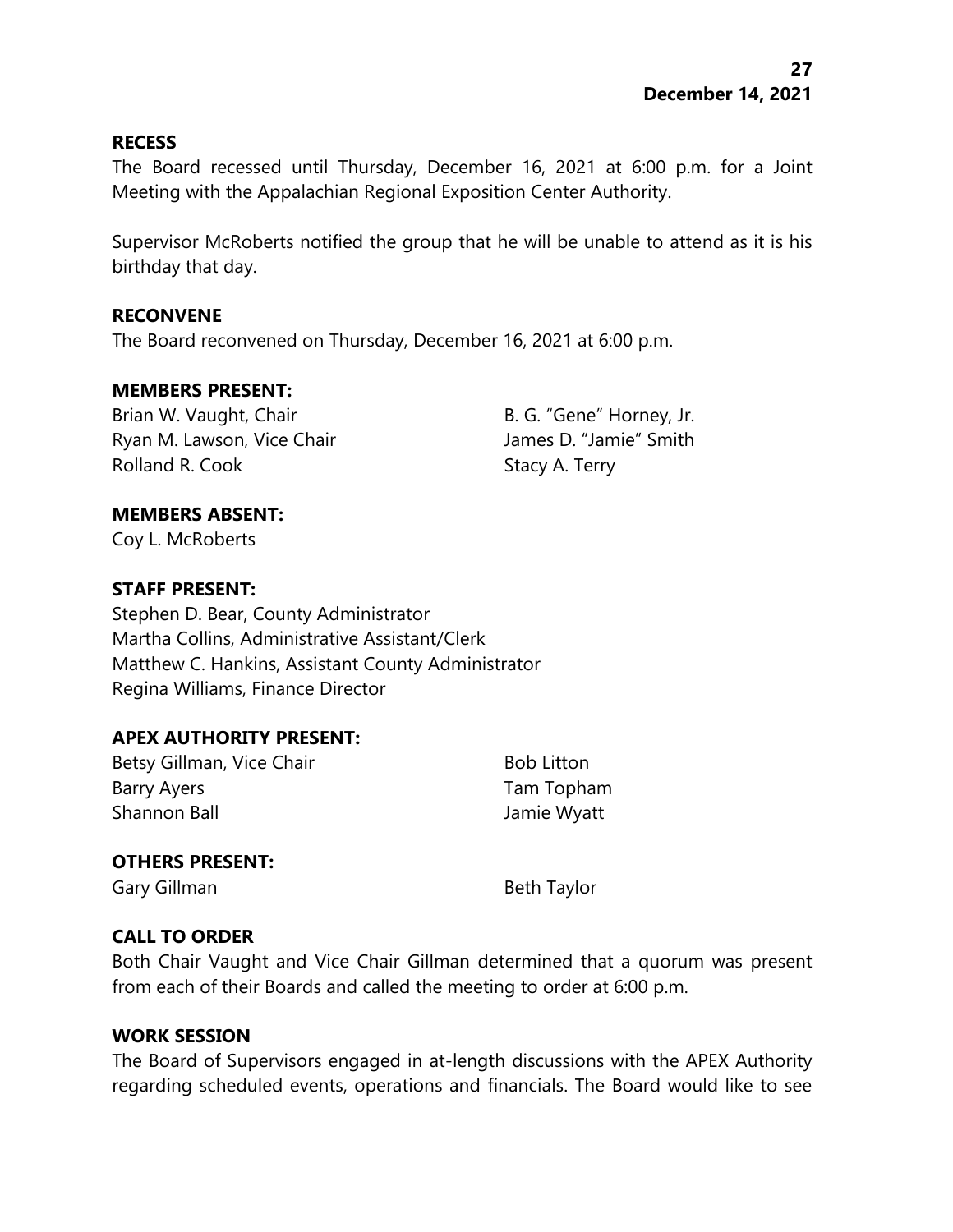**RECESS**

The Board recessed until Thursday, December 16, 2021 at 6:00 p.m. for a Joint Meeting with the Appalachian Regional Exposition Center Authority.

Supervisor McRoberts notified the group that he will be unable to attend as it is his birthday that day.

**RECONVENE**

The Board reconvened on Thursday, December 16, 2021 at 6:00 p.m.

**MEMBERS PRESENT:**

Brian W. Vaught, Chair
Ryan M. Lawson, Vice Chair
Rolland R. Cook
B. G. "Gene" Horney, Jr.
James D. "Jamie" Smith
Stacy A. Terry

**MEMBERS ABSENT:**

Coy L. McRoberts

**STAFF PRESENT:**

Stephen D. Bear, County Administrator
Martha Collins, Administrative Assistant/Clerk
Matthew C. Hankins, Assistant County Administrator
Regina Williams, Finance Director

**APEX AUTHORITY PRESENT:**

Betsy Gillman, Vice Chair
Barry Ayers
Shannon Ball
Bob Litton
Tam Topham
Jamie Wyatt

**OTHERS PRESENT:**

Gary Gillman
Beth Taylor

**CALL TO ORDER**

Both Chair Vaught and Vice Chair Gillman determined that a quorum was present from each of their Boards and called the meeting to order at 6:00 p.m.

**WORK SESSION**

The Board of Supervisors engaged in at-length discussions with the APEX Authority regarding scheduled events, operations and financials. The Board would like to see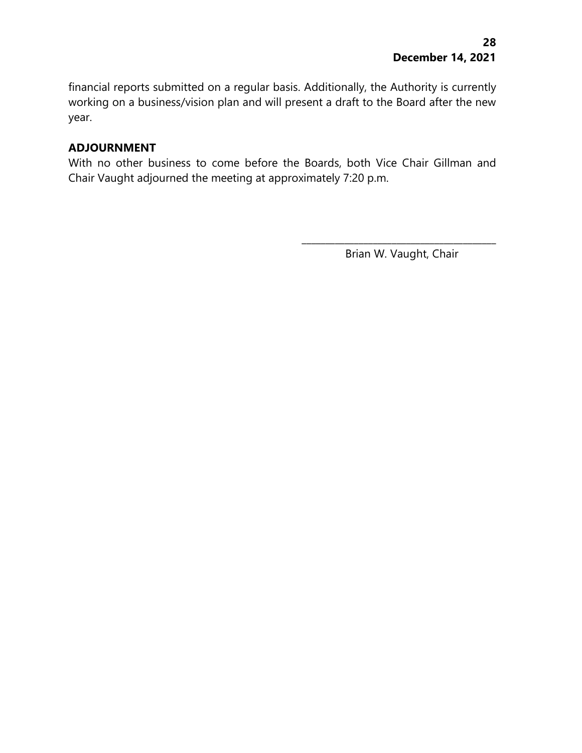financial reports submitted on a regular basis. Additionally, the Authority is currently working on a business/vision plan and will present a draft to the Board after the new year.

**ADJOURNMENT**

With no other business to come before the Boards, both Vice Chair Gillman and Chair Vaught adjourned the meeting at approximately 7:20 p.m.

\_\_\_\_\_\_\_\_\_\_\_\_\_\_\_\_\_\_\_\_\_\_\_\_\_\_\_\_\_\_\_\_\_\_\_\_\_\_\_\_

Brian W. Vaught, Chair